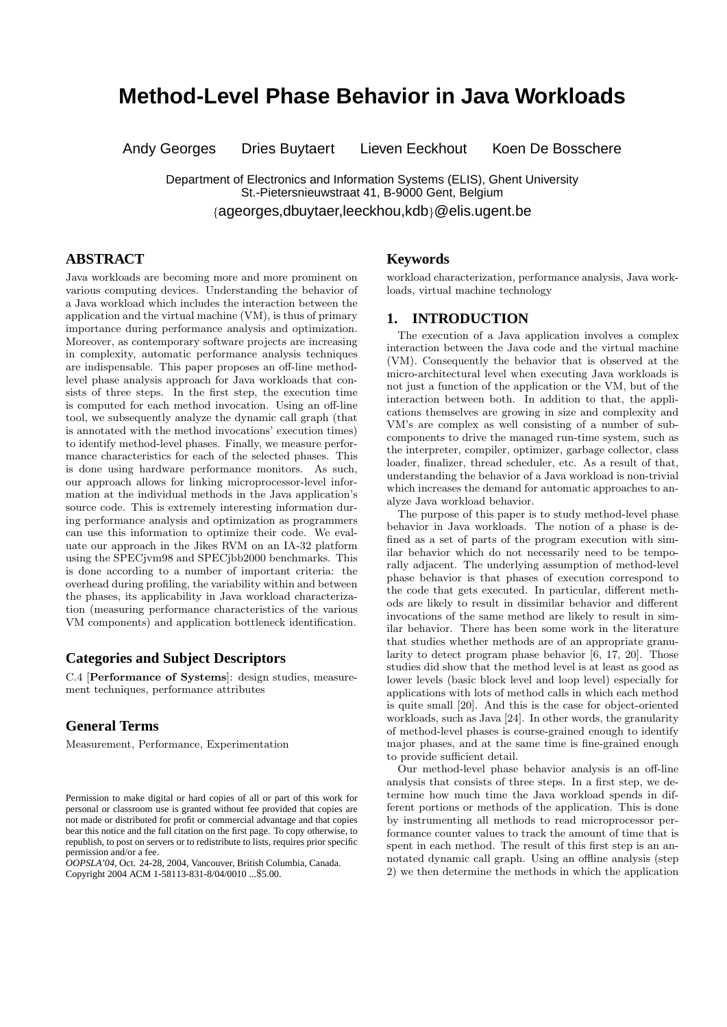# Method-Level Phase Behavior in Java Workloads

Andy Georges Dries Buytaert Lieven Eeckhout Koen De Bosschere

Department of Electronics and Information Systems (ELIS), Ghent University
St.-Pietersnieuwstraat 41, B-9000 Gent, Belgium
{ageorges,dbuytaer,leeckhou,kdb}@elis.ugent.be

## ABSTRACT

Java workloads are becoming more and more prominent on various computing devices. Understanding the behavior of a Java workload which includes the interaction between the application and the virtual machine (VM), is thus of primary importance during performance analysis and optimization. Moreover, as contemporary software projects are increasing in complexity, automatic performance analysis techniques are indispensable. This paper proposes an off-line method-level phase analysis approach for Java workloads that consists of three steps. In the first step, the execution time is computed for each method invocation. Using an off-line tool, we subsequently analyze the dynamic call graph (that is annotated with the method invocations' execution times) to identify method-level phases. Finally, we measure performance characteristics for each of the selected phases. This is done using hardware performance monitors. As such, our approach allows for linking microprocessor-level information at the individual methods in the Java application's source code. This is extremely interesting information during performance analysis and optimization as programmers can use this information to optimize their code. We evaluate our approach in the Jikes RVM on an IA-32 platform using the SPECjvm98 and SPECjbb2000 benchmarks. This is done according to a number of important criteria: the overhead during profiling, the variability within and between the phases, its applicability in Java workload characterization (measuring performance characteristics of the various VM components) and application bottleneck identification.

## Categories and Subject Descriptors

C.4 [**Performance of Systems**]: design studies, measurement techniques, performance attributes

## General Terms

Measurement, Performance, Experimentation

Permission to make digital or hard copies of all or part of this work for personal or classroom use is granted without fee provided that copies are not made or distributed for profit or commercial advantage and that copies bear this notice and the full citation on the first page. To copy otherwise, to republish, to post on servers or to redistribute to lists, requires prior specific permission and/or a fee.
*OOPSLA'04*, Oct. 24-28, 2004, Vancouver, British Columbia, Canada.
Copyright 2004 ACM 1-58113-831-8/04/0010 ...$5.00.

## Keywords

workload characterization, performance analysis, Java workloads, virtual machine technology

## 1. INTRODUCTION

The execution of a Java application involves a complex interaction between the Java code and the virtual machine (VM). Consequently the behavior that is observed at the micro-architectural level when executing Java workloads is not just a function of the application or the VM, but of the interaction between both. In addition to that, the applications themselves are growing in size and complexity and VM's are complex as well consisting of a number of subcomponents to drive the managed run-time system, such as the interpreter, compiler, optimizer, garbage collector, class loader, finalizer, thread scheduler, etc. As a result of that, understanding the behavior of a Java workload is non-trivial which increases the demand for automatic approaches to analyze Java workload behavior.

The purpose of this paper is to study method-level phase behavior in Java workloads. The notion of a phase is defined as a set of parts of the program execution with similar behavior which do not necessarily need to be temporally adjacent. The underlying assumption of method-level phase behavior is that phases of execution correspond to the code that gets executed. In particular, different methods are likely to result in dissimilar behavior and different invocations of the same method are likely to result in similar behavior. There has been some work in the literature that studies whether methods are of an appropriate granularity to detect program phase behavior [6, 17, 20]. Those studies did show that the method level is at least as good as lower levels (basic block level and loop level) especially for applications with lots of method calls in which each method is quite small [20]. And this is the case for object-oriented workloads, such as Java [24]. In other words, the granularity of method-level phases is course-grained enough to identify major phases, and at the same time is fine-grained enough to provide sufficient detail.

Our method-level phase behavior analysis is an off-line analysis that consists of three steps. In a first step, we determine how much time the Java workload spends in different portions or methods of the application. This is done by instrumenting all methods to read microprocessor performance counter values to track the amount of time that is spent in each method. The result of this first step is an annotated dynamic call graph. Using an offline analysis (step 2) we then determine the methods in which the application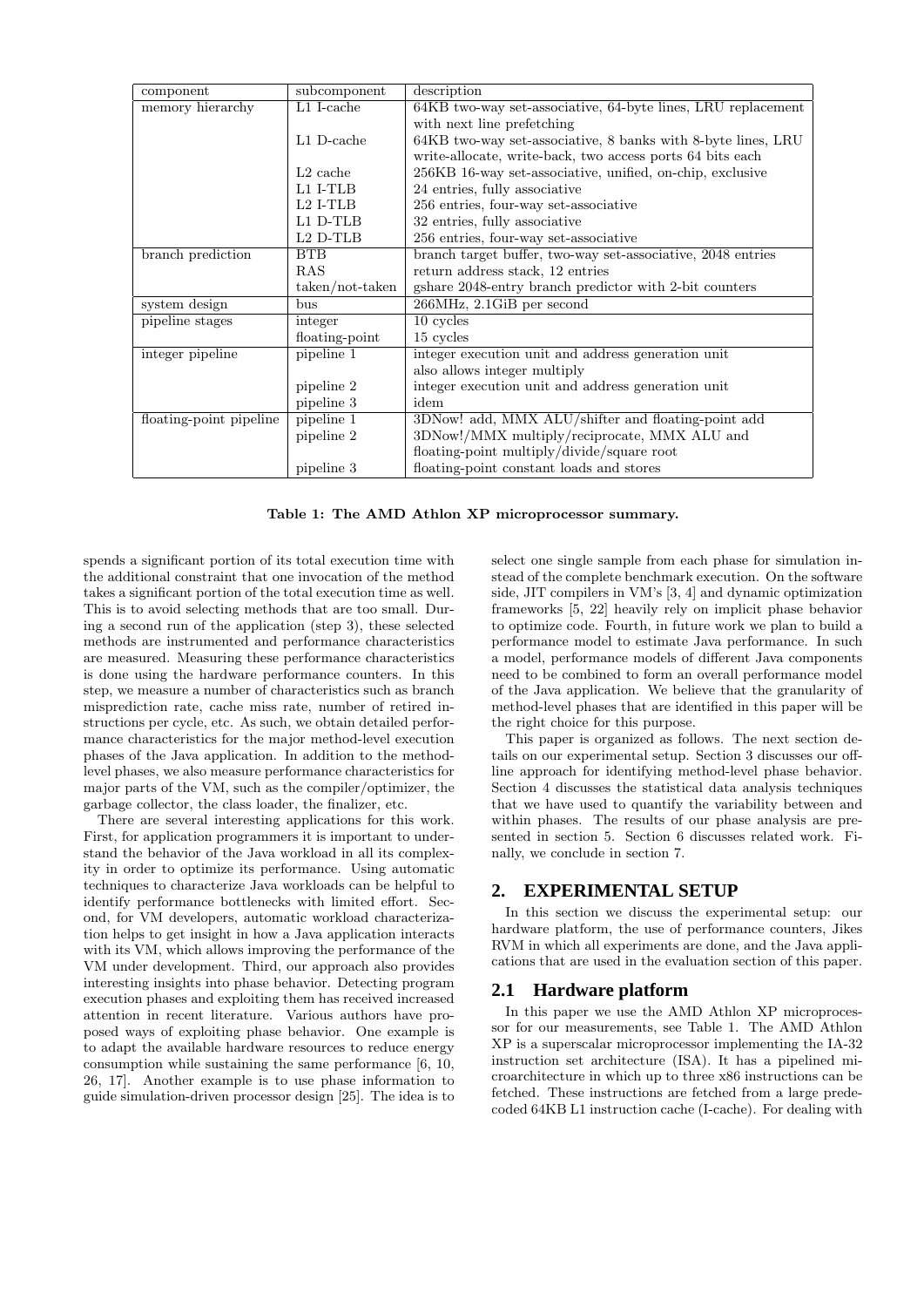| component | subcomponent | description |
|---|---|---|
| memory hierarchy | L1 I-cache | 64KB two-way set-associative, 64-byte lines, LRU replacement with next line prefetching |
| | L1 D-cache | 64KB two-way set-associative, 8 banks with 8-byte lines, LRU write-allocate, write-back, two access ports 64 bits each |
| | L2 cache | 256KB 16-way set-associative, unified, on-chip, exclusive |
| | L1 I-TLB | 24 entries, fully associative |
| | L2 I-TLB | 256 entries, four-way set-associative |
| | L1 D-TLB | 32 entries, fully associative |
| | L2 D-TLB | 256 entries, four-way set-associative |
| branch prediction | BTB | branch target buffer, two-way set-associative, 2048 entries |
| | RAS | return address stack, 12 entries |
| | taken/not-taken | gshare 2048-entry branch predictor with 2-bit counters |
| system design | bus | 266MHz, 2.1GiB per second |
| pipeline stages | integer | 10 cycles |
| | floating-point | 15 cycles |
| integer pipeline | pipeline 1 | integer execution unit and address generation unit also allows integer multiply |
| | pipeline 2 | integer execution unit and address generation unit |
| | pipeline 3 | idem |
| floating-point pipeline | pipeline 1 | 3DNow! add, MMX ALU/shifter and floating-point add |
| | pipeline 2 | 3DNow!/MMX multiply/reciprocate, MMX ALU and floating-point multiply/divide/square root |
| | pipeline 3 | floating-point constant loads and stores |

**Table 1: The AMD Athlon XP microprocessor summary.**

spends a significant portion of its total execution time with the additional constraint that one invocation of the method takes a significant portion of the total execution time as well. This is to avoid selecting methods that are too small. During a second run of the application (step 3), these selected methods are instrumented and performance characteristics are measured. Measuring these performance characteristics is done using the hardware performance counters. In this step, we measure a number of characteristics such as branch misprediction rate, cache miss rate, number of retired instructions per cycle, etc. As such, we obtain detailed performance characteristics for the major method-level execution phases of the Java application. In addition to the method-level phases, we also measure performance characteristics for major parts of the VM, such as the compiler/optimizer, the garbage collector, the class loader, the finalizer, etc.

There are several interesting applications for this work. First, for application programmers it is important to understand the behavior of the Java workload in all its complexity in order to optimize its performance. Using automatic techniques to characterize Java workloads can be helpful to identify performance bottlenecks with limited effort. Second, for VM developers, automatic workload characterization helps to get insight in how a Java application interacts with its VM, which allows improving the performance of the VM under development. Third, our approach also provides interesting insights into phase behavior. Detecting program execution phases and exploiting them has received increased attention in recent literature. Various authors have proposed ways of exploiting phase behavior. One example is to adapt the available hardware resources to reduce energy consumption while sustaining the same performance [6, 10, 26, 17]. Another example is to use phase information to guide simulation-driven processor design [25]. The idea is to select one single sample from each phase for simulation instead of the complete benchmark execution. On the software side, JIT compilers in VM's [3, 4] and dynamic optimization frameworks [5, 22] heavily rely on implicit phase behavior to optimize code. Fourth, in future work we plan to build a performance model to estimate Java performance. In such a model, performance models of different Java components need to be combined to form an overall performance model of the Java application. We believe that the granularity of method-level phases that are identified in this paper will be the right choice for this purpose.

This paper is organized as follows. The next section details on our experimental setup. Section 3 discusses our offline approach for identifying method-level phase behavior. Section 4 discusses the statistical data analysis techniques that we have used to quantify the variability between and within phases. The results of our phase analysis are presented in section 5. Section 6 discusses related work. Finally, we conclude in section 7.

## 2. EXPERIMENTAL SETUP

In this section we discuss the experimental setup: our hardware platform, the use of performance counters, Jikes RVM in which all experiments are done, and the Java applications that are used in the evaluation section of this paper.

### 2.1 Hardware platform

In this paper we use the AMD Athlon XP microprocessor for our measurements, see Table 1. The AMD Athlon XP is a superscalar microprocessor implementing the IA-32 instruction set architecture (ISA). It has a pipelined microarchitecture in which up to three x86 instructions can be fetched. These instructions are fetched from a large predecoded 64KB L1 instruction cache (I-cache). For dealing with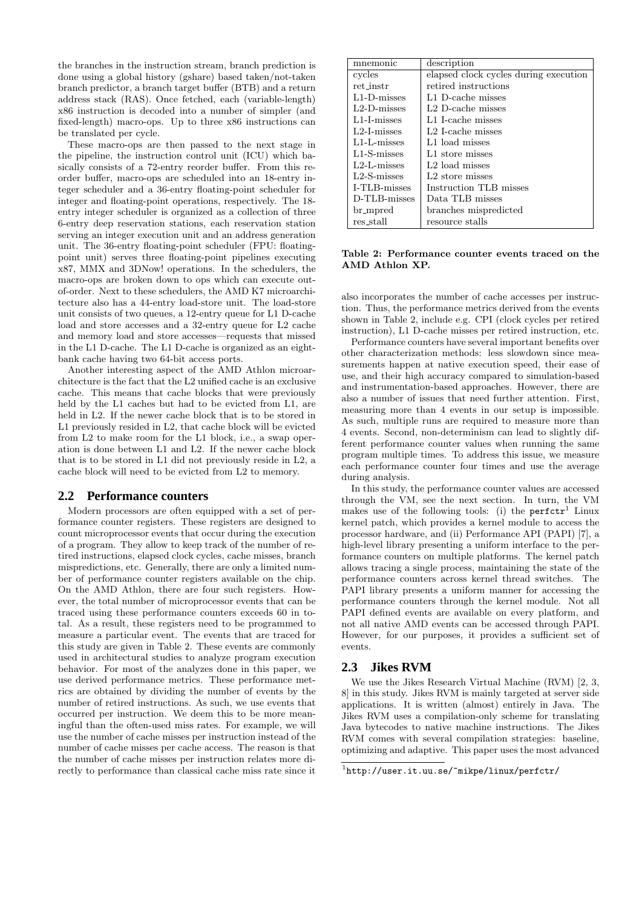the branches in the instruction stream, branch prediction is done using a global history (gshare) based taken/not-taken branch predictor, a branch target buffer (BTB) and a return address stack (RAS). Once fetched, each (variable-length) x86 instruction is decoded into a number of simpler (and fixed-length) macro-ops. Up to three x86 instructions can be translated per cycle.

These macro-ops are then passed to the next stage in the pipeline, the instruction control unit (ICU) which basically consists of a 72-entry reorder buffer. From this reorder buffer, macro-ops are scheduled into an 18-entry integer scheduler and a 36-entry floating-point scheduler for integer and floating-point operations, respectively. The 18-entry integer scheduler is organized as a collection of three 6-entry deep reservation stations, each reservation station serving an integer execution unit and an address generation unit. The 36-entry floating-point scheduler (FPU: floating-point unit) serves three floating-point pipelines executing x87, MMX and 3DNow! operations. In the schedulers, the macro-ops are broken down to ops which can execute out-of-order. Next to these schedulers, the AMD K7 microarchitecture also has a 44-entry load-store unit. The load-store unit consists of two queues, a 12-entry queue for L1 D-cache load and store accesses and a 32-entry queue for L2 cache and memory load and store accesses—requests that missed in the L1 D-cache. The L1 D-cache is organized as an eight-bank cache having two 64-bit access ports.

Another interesting aspect of the AMD Athlon microarchitecture is the fact that the L2 unified cache is an exclusive cache. This means that cache blocks that were previously held by the L1 caches but had to be evicted from L1, are held in L2. If the newer cache block that is to be stored in L1 previously resided in L2, that cache block will be evicted from L2 to make room for the L1 block, i.e., a swap operation is done between L1 and L2. If the newer cache block that is to be stored in L1 did not previously reside in L2, a cache block will need to be evicted from L2 to memory.

## 2.2 Performance counters

Modern processors are often equipped with a set of performance counter registers. These registers are designed to count microprocessor events that occur during the execution of a program. They allow to keep track of the number of retired instructions, elapsed clock cycles, cache misses, branch mispredictions, etc. Generally, there are only a limited number of performance counter registers available on the chip. On the AMD Athlon, there are four such registers. However, the total number of microprocessor events that can be traced using these performance counters exceeds 60 in total. As a result, these registers need to be programmed to measure a particular event. The events that are traced for this study are given in Table 2. These events are commonly used in architectural studies to analyze program execution behavior. For most of the analyzes done in this paper, we use derived performance metrics. These performance metrics are obtained by dividing the number of events by the number of retired instructions. As such, we use events that occurred per instruction. We deem this to be more meaningful than the often-used miss rates. For example, we will use the number of cache misses per instruction instead of the number of cache misses per cache access. The reason is that the number of cache misses per instruction relates more directly to performance than classical cache miss rate since it also incorporates the number of cache accesses per instruction. Thus, the performance metrics derived from the events shown in Table 2, include e.g. CPI (clock cycles per retired instruction), L1 D-cache misses per retired instruction, etc.

| mnemonic | description |
|---|---|
| cycles | elapsed clock cycles during execution |
| ret_instr | retired instructions |
| L1-D-misses | L1 D-cache misses |
| L2-D-misses | L2 D-cache misses |
| L1-I-misses | L1 I-cache misses |
| L2-I-misses | L2 I-cache misses |
| L1-L-misses | L1 load misses |
| L1-S-misses | L1 store misses |
| L2-L-misses | L2 load misses |
| L2-S-misses | L2 store misses |
| I-TLB-misses | Instruction TLB misses |
| D-TLB-misses | Data TLB misses |
| br_mpred | branches mispredicted |
| res_stall | resource stalls |

**Table 2: Performance counter events traced on the AMD Athlon XP.**

Performance counters have several important benefits over other characterization methods: less slowdown since measurements happen at native execution speed, their ease of use, and their high accuracy compared to simulation-based and instrumentation-based approaches. However, there are also a number of issues that need further attention. First, measuring more than 4 events in our setup is impossible. As such, multiple runs are required to measure more than 4 events. Second, non-determinism can lead to slightly different performance counter values when running the same program multiple times. To address this issue, we measure each performance counter four times and use the average during analysis.

In this study, the performance counter values are accessed through the VM, see the next section. In turn, the VM makes use of the following tools: (i) the `perfctr`[1] Linux kernel patch, which provides a kernel module to access the processor hardware, and (ii) Performance API (PAPI) [7], a high-level library presenting a uniform interface to the performance counters on multiple platforms. The kernel patch allows tracing a single process, maintaining the state of the performance counters across kernel thread switches. The PAPI library presents a uniform manner for accessing the performance counters through the kernel module. Not all PAPI defined events are available on every platform, and not all native AMD events can be accessed through PAPI. However, for our purposes, it provides a sufficient set of events.

## 2.3 Jikes RVM

We use the Jikes Research Virtual Machine (RVM) [2, 3, 8] in this study. Jikes RVM is mainly targeted at server side applications. It is written (almost) entirely in Java. The Jikes RVM uses a compilation-only scheme for translating Java bytecodes to native machine instructions. The Jikes RVM comes with several compilation strategies: baseline, optimizing and adaptive. This paper uses the most advanced

[1] `http://user.it.uu.se/~mikpe/linux/perfctr/`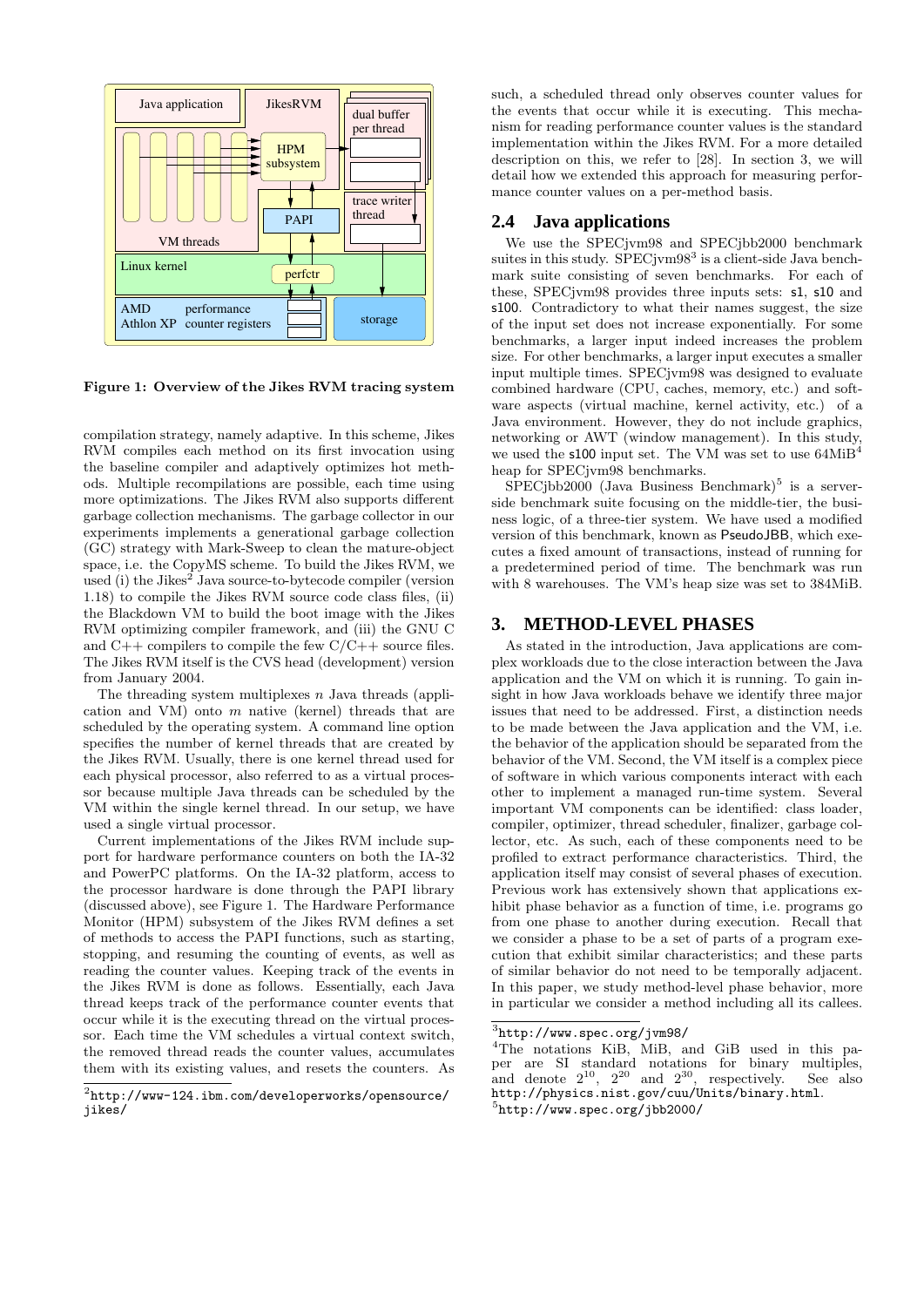**Figure 1: Overview of the Jikes RVM tracing system**

compilation strategy, namely adaptive. In this scheme, Jikes RVM compiles each method on its first invocation using the baseline compiler and adaptively optimizes hot methods. Multiple recompilations are possible, each time using more optimizations. The Jikes RVM also supports different garbage collection mechanisms. The garbage collector in our experiments implements a generational garbage collection (GC) strategy with Mark-Sweep to clean the mature-object space, i.e. the CopyMS scheme. To build the Jikes RVM, we used (i) the Jikes[2] Java source-to-bytecode compiler (version 1.18) to compile the Jikes RVM source code class files, (ii) the Blackdown VM to build the boot image with the Jikes RVM optimizing compiler framework, and (iii) the GNU C and C++ compilers to compile the few C/C++ source files. The Jikes RVM itself is the CVS head (development) version from January 2004.

The threading system multiplexes $n$ Java threads (application and VM) onto $m$ native (kernel) threads that are scheduled by the operating system. A command line option specifies the number of kernel threads that are created by the Jikes RVM. Usually, there is one kernel thread used for each physical processor, also referred to as a virtual processor because multiple Java threads can be scheduled by the VM within the single kernel thread. In our setup, we have used a single virtual processor.

Current implementations of the Jikes RVM include support for hardware performance counters on both the IA-32 and PowerPC platforms. On the IA-32 platform, access to the processor hardware is done through the PAPI library (discussed above), see Figure 1. The Hardware Performance Monitor (HPM) subsystem of the Jikes RVM defines a set of methods to access the PAPI functions, such as starting, stopping, and resuming the counting of events, as well as reading the counter values. Keeping track of the events in the Jikes RVM is done as follows. Essentially, each Java thread keeps track of the performance counter events that occur while it is the executing thread on the virtual processor. Each time the VM schedules a virtual context switch, the removed thread reads the counter values, accumulates them with its existing values, and resets the counters. As such, a scheduled thread only observes counter values for the events that occur while it is executing. This mechanism for reading performance counter values is the standard implementation within the Jikes RVM. For a more detailed description on this, we refer to [28]. In section 3, we will detail how we extended this approach for measuring performance counter values on a per-method basis.

## 2.4 Java applications

We use the SPECjvm98 and SPECjbb2000 benchmark suites in this study. SPECjvm98[3] is a client-side Java benchmark suite consisting of seven benchmarks. For each of these, SPECjvm98 provides three inputs sets: s1, s10 and s100. Contradictory to what their names suggest, the size of the input set does not increase exponentially. For some benchmarks, a larger input indeed increases the problem size. For other benchmarks, a larger input executes a smaller input multiple times. SPECjvm98 was designed to evaluate combined hardware (CPU, caches, memory, etc.) and software aspects (virtual machine, kernel activity, etc.) of a Java environment. However, they do not include graphics, networking or AWT (window management). In this study, we used the s100 input set. The VM was set to use 64MiB[4] heap for SPECjvm98 benchmarks.

SPECjbb2000 (Java Business Benchmark)[5] is a server-side benchmark suite focusing on the middle-tier, the business logic, of a three-tier system. We have used a modified version of this benchmark, known as PseudoJBB, which executes a fixed amount of transactions, instead of running for a predetermined period of time. The benchmark was run with 8 warehouses. The VM's heap size was set to 384MiB.

# 3. METHOD-LEVEL PHASES

As stated in the introduction, Java applications are complex workloads due to the close interaction between the Java application and the VM on which it is running. To gain insight in how Java workloads behave we identify three major issues that need to be addressed. First, a distinction needs to be made between the Java application and the VM, i.e. the behavior of the application should be separated from the behavior of the VM. Second, the VM itself is a complex piece of software in which various components interact with each other to implement a managed run-time system. Several important VM components can be identified: class loader, compiler, optimizer, thread scheduler, finalizer, garbage collector, etc. As such, each of these components need to be profiled to extract performance characteristics. Third, the application itself may consist of several phases of execution. Previous work has extensively shown that applications exhibit phase behavior as a function of time, i.e. programs go from one phase to another during execution. Recall that we consider a phase to be a set of parts of a program execution that exhibit similar characteristics; and these parts of similar behavior do not need to be temporally adjacent. In this paper, we study method-level phase behavior, more in particular we consider a method including all its callees.

[2] http://www-124.ibm.com/developerworks/opensource/jikes/

[3] http://www.spec.org/jvm98/

[4] The notations KiB, MiB, and GiB used in this paper are SI standard notations for binary multiples, and denote $2^{10}$, $2^{20}$ and $2^{30}$, respectively. See also http://physics.nist.gov/cuu/Units/binary.html.

[5] http://www.spec.org/jbb2000/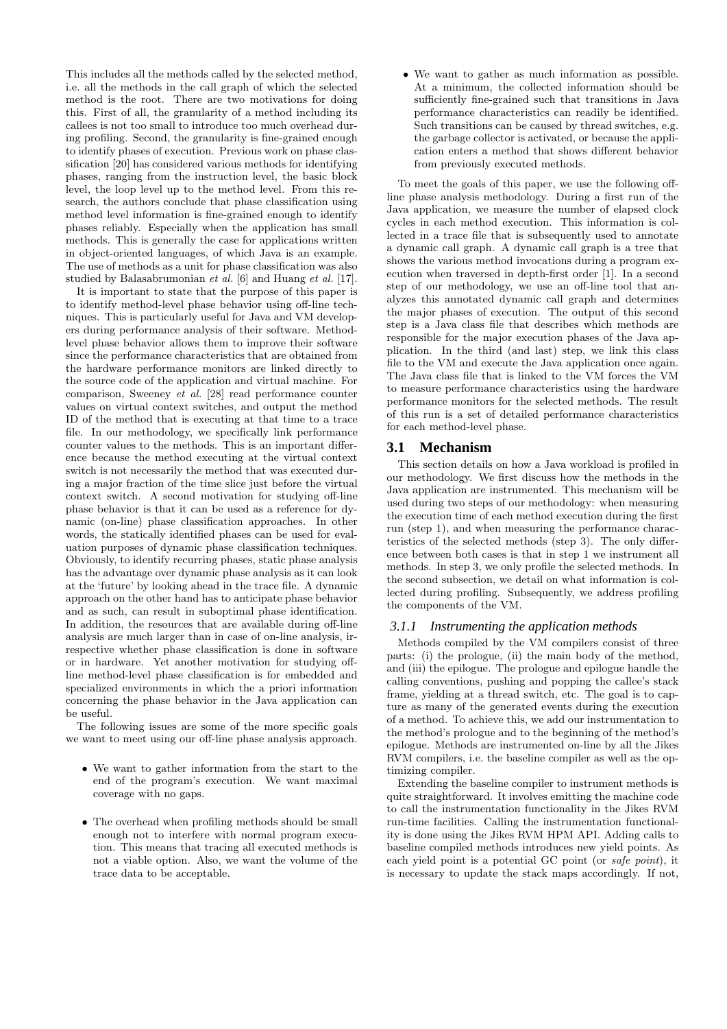This includes all the methods called by the selected method, i.e. all the methods in the call graph of which the selected method is the root. There are two motivations for doing this. First of all, the granularity of a method including its callees is not too small to introduce too much overhead during profiling. Second, the granularity is fine-grained enough to identify phases of execution. Previous work on phase classification [20] has considered various methods for identifying phases, ranging from the instruction level, the basic block level, the loop level up to the method level. From this research, the authors conclude that phase classification using method level information is fine-grained enough to identify phases reliably. Especially when the application has small methods. This is generally the case for applications written in object-oriented languages, of which Java is an example. The use of methods as a unit for phase classification was also studied by Balasabrumonian *et al.* [6] and Huang *et al.* [17].

It is important to state that the purpose of this paper is to identify method-level phase behavior using off-line techniques. This is particularly useful for Java and VM developers during performance analysis of their software. Method-level phase behavior allows them to improve their software since the performance characteristics that are obtained from the hardware performance monitors are linked directly to the source code of the application and virtual machine. For comparison, Sweeney *et al.* [28] read performance counter values on virtual context switches, and output the method ID of the method that is executing at that time to a trace file. In our methodology, we specifically link performance counter values to the methods. This is an important difference because the method executing at the virtual context switch is not necessarily the method that was executed during a major fraction of the time slice just before the virtual context switch. A second motivation for studying off-line phase behavior is that it can be used as a reference for dynamic (on-line) phase classification approaches. In other words, the statically identified phases can be used for evaluation purposes of dynamic phase classification techniques. Obviously, to identify recurring phases, static phase analysis has the advantage over dynamic phase analysis as it can look at the 'future' by looking ahead in the trace file. A dynamic approach on the other hand has to anticipate phase behavior and as such, can result in suboptimal phase identification. In addition, the resources that are available during off-line analysis are much larger than in case of on-line analysis, irrespective whether phase classification is done in software or in hardware. Yet another motivation for studying off-line method-level phase classification is for embedded and specialized environments in which the a priori information concerning the phase behavior in the Java application can be useful.

The following issues are some of the more specific goals we want to meet using our off-line phase analysis approach.

- We want to gather information from the start to the end of the program's execution. We want maximal coverage with no gaps.
- The overhead when profiling methods should be small enough not to interfere with normal program execution. This means that tracing all executed methods is not a viable option. Also, we want the volume of the trace data to be acceptable.
- We want to gather as much information as possible. At a minimum, the collected information should be sufficiently fine-grained such that transitions in Java performance characteristics can readily be identified. Such transitions can be caused by thread switches, e.g. the garbage collector is activated, or because the application enters a method that shows different behavior from previously executed methods.

To meet the goals of this paper, we use the following off-line phase analysis methodology. During a first run of the Java application, we measure the number of elapsed clock cycles in each method execution. This information is collected in a trace file that is subsequently used to annotate a dynamic call graph. A dynamic call graph is a tree that shows the various method invocations during a program execution when traversed in depth-first order [1]. In a second step of our methodology, we use an off-line tool that analyzes this annotated dynamic call graph and determines the major phases of execution. The output of this second step is a Java class file that describes which methods are responsible for the major execution phases of the Java application. In the third (and last) step, we link this class file to the VM and execute the Java application once again. The Java class file that is linked to the VM forces the VM to measure performance characteristics using the hardware performance monitors for the selected methods. The result of this run is a set of detailed performance characteristics for each method-level phase.

## 3.1 Mechanism

This section details on how a Java workload is profiled in our methodology. We first discuss how the methods in the Java application are instrumented. This mechanism will be used during two steps of our methodology: when measuring the execution time of each method execution during the first run (step 1), and when measuring the performance characteristics of the selected methods (step 3). The only difference between both cases is that in step 1 we instrument all methods. In step 3, we only profile the selected methods. In the second subsection, we detail on what information is collected during profiling. Subsequently, we address profiling the components of the VM.

### 3.1.1 Instrumenting the application methods

Methods compiled by the VM compilers consist of three parts: (i) the prologue, (ii) the main body of the method, and (iii) the epilogue. The prologue and epilogue handle the calling conventions, pushing and popping the callee's stack frame, yielding at a thread switch, etc. The goal is to capture as many of the generated events during the execution of a method. To achieve this, we add our instrumentation to the method's prologue and to the beginning of the method's epilogue. Methods are instrumented on-line by all the Jikes RVM compilers, i.e. the baseline compiler as well as the optimizing compiler.

Extending the baseline compiler to instrument methods is quite straightforward. It involves emitting the machine code to call the instrumentation functionality in the Jikes RVM run-time facilities. Calling the instrumentation functionality is done using the Jikes RVM HPM API. Adding calls to baseline compiled methods introduces new yield points. As each yield point is a potential GC point (or *safe point*), it is necessary to update the stack maps accordingly. If not,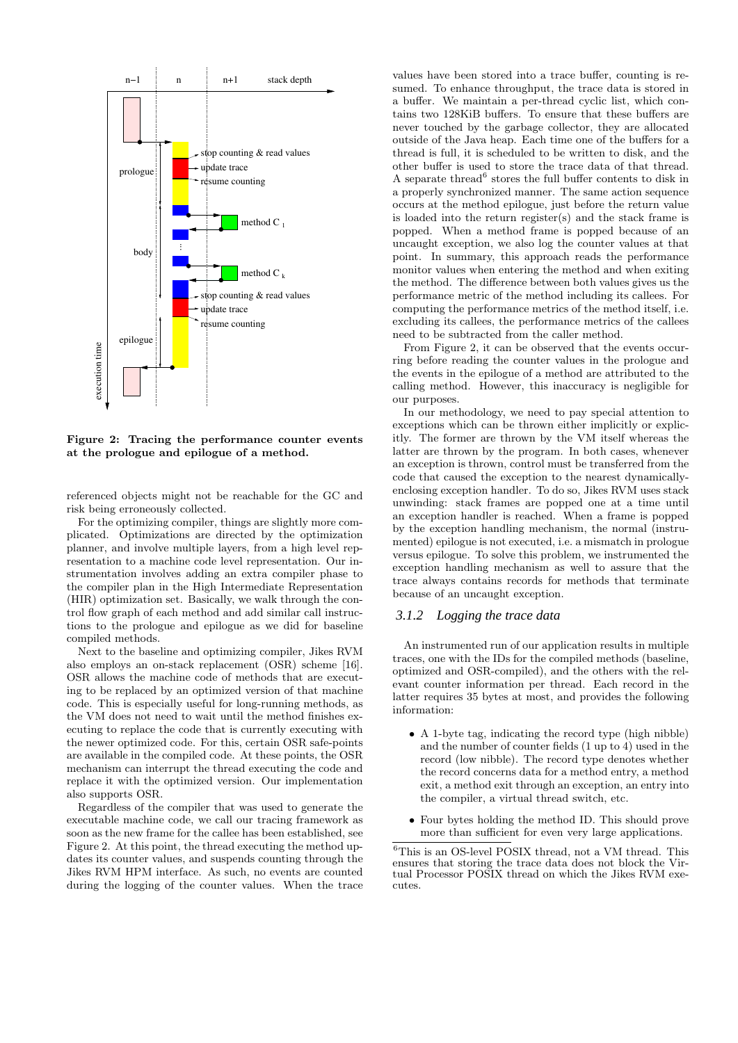n−1
n
n+1
stack depth

prologue
body
epilogue
execution time

stop counting & read values
update trace
resume counting
method C 1
method C k
stop counting & read values
update trace
resume counting

**Figure 2: Tracing the performance counter events at the prologue and epilogue of a method.**

referenced objects might not be reachable for the GC and risk being erroneously collected.

For the optimizing compiler, things are slightly more complicated. Optimizations are directed by the optimization planner, and involve multiple layers, from a high level representation to a machine code level representation. Our instrumentation involves adding an extra compiler phase to the compiler plan in the High Intermediate Representation (HIR) optimization set. Basically, we walk through the control flow graph of each method and add similar call instructions to the prologue and epilogue as we did for baseline compiled methods.

Next to the baseline and optimizing compiler, Jikes RVM also employs an on-stack replacement (OSR) scheme [16]. OSR allows the machine code of methods that are executing to be replaced by an optimized version of that machine code. This is especially useful for long-running methods, as the VM does not need to wait until the method finishes executing to replace the code that is currently executing with the newer optimized code. For this, certain OSR safe-points are available in the compiled code. At these points, the OSR mechanism can interrupt the thread executing the code and replace it with the optimized version. Our implementation also supports OSR.

Regardless of the compiler that was used to generate the executable machine code, we call our tracing framework as soon as the new frame for the callee has been established, see Figure 2. At this point, the thread executing the method updates its counter values, and suspends counting through the Jikes RVM HPM interface. As such, no events are counted during the logging of the counter values. When the trace values have been stored into a trace buffer, counting is resumed. To enhance throughput, the trace data is stored in a buffer. We maintain a per-thread cyclic list, which contains two 128KiB buffers. To ensure that these buffers are never touched by the garbage collector, they are allocated outside of the Java heap. Each time one of the buffers for a thread is full, it is scheduled to be written to disk, and the other buffer is used to store the trace data of that thread. A separate thread[6] stores the full buffer contents to disk in a properly synchronized manner. The same action sequence occurs at the method epilogue, just before the return value is loaded into the return register(s) and the stack frame is popped. When a method frame is popped because of an uncaught exception, we also log the counter values at that point. In summary, this approach reads the performance monitor values when entering the method and when exiting the method. The difference between both values gives us the performance metric of the method including its callees. For computing the performance metrics of the method itself, i.e. excluding its callees, the performance metrics of the callees need to be subtracted from the caller method.

From Figure 2, it can be observed that the events occurring before reading the counter values in the prologue and the events in the epilogue of a method are attributed to the calling method. However, this inaccuracy is negligible for our purposes.

In our methodology, we need to pay special attention to exceptions which can be thrown either implicitly or explicitly. The former are thrown by the VM itself whereas the latter are thrown by the program. In both cases, whenever an exception is thrown, control must be transferred from the code that caused the exception to the nearest dynamically-enclosing exception handler. To do so, Jikes RVM uses stack unwinding: stack frames are popped one at a time until an exception handler is reached. When a frame is popped by the exception handling mechanism, the normal (instrumented) epilogue is not executed, i.e. a mismatch in prologue versus epilogue. To solve this problem, we instrumented the exception handling mechanism as well to assure that the trace always contains records for methods that terminate because of an uncaught exception.

### *3.1.2 Logging the trace data*

An instrumented run of our application results in multiple traces, one with the IDs for the compiled methods (baseline, optimized and OSR-compiled), and the others with the relevant counter information per thread. Each record in the latter requires 35 bytes at most, and provides the following information:

- A 1-byte tag, indicating the record type (high nibble) and the number of counter fields (1 up to 4) used in the record (low nibble). The record type denotes whether the record concerns data for a method entry, a method exit, a method exit through an exception, an entry into the compiler, a virtual thread switch, etc.
- Four bytes holding the method ID. This should prove more than sufficient for even very large applications.

[6] This is an OS-level POSIX thread, not a VM thread. This ensures that storing the trace data does not block the Virtual Processor POSIX thread on which the Jikes RVM executes.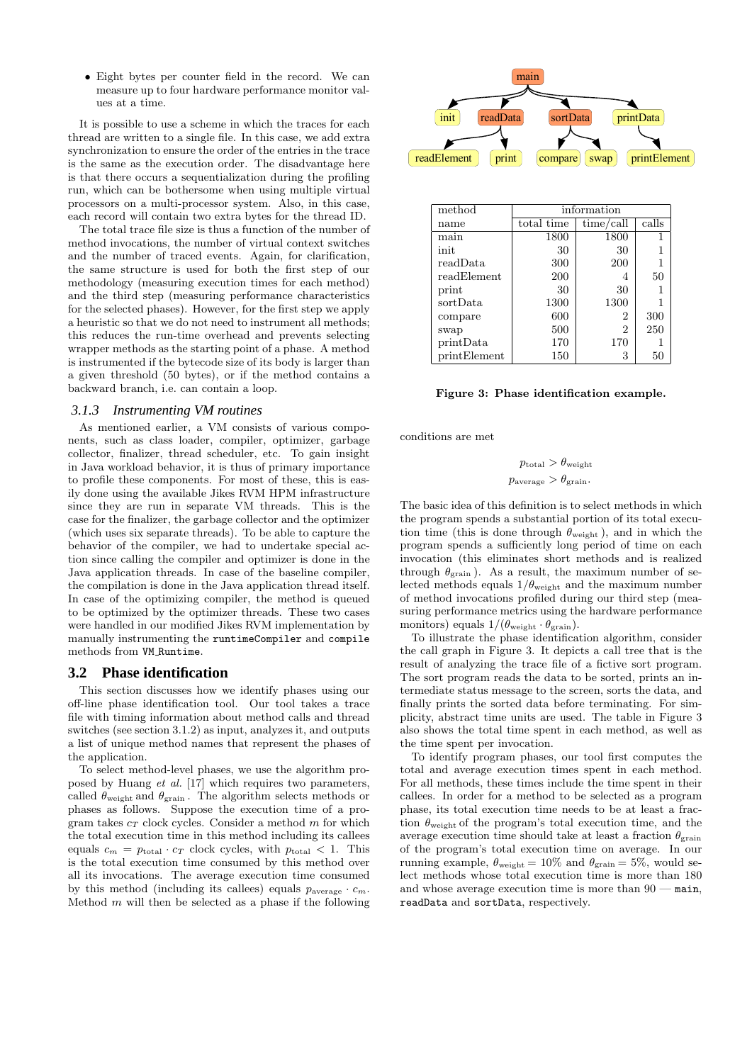- Eight bytes per counter field in the record. We can measure up to four hardware performance monitor values at a time.

It is possible to use a scheme in which the traces for each thread are written to a single file. In this case, we add extra synchronization to ensure the order of the entries in the trace is the same as the execution order. The disadvantage here is that there occurs a sequentialization during the profiling run, which can be bothersome when using multiple virtual processors on a multi-processor system. Also, in this case, each record will contain two extra bytes for the thread ID.

The total trace file size is thus a function of the number of method invocations, the number of virtual context switches and the number of traced events. Again, for clarification, the same structure is used for both the first step of our methodology (measuring execution times for each method) and the third step (measuring performance characteristics for the selected phases). However, for the first step we apply a heuristic so that we do not need to instrument all methods; this reduces the run-time overhead and prevents selecting wrapper methods as the starting point of a phase. A method is instrumented if the bytecode size of its body is larger than a given threshold (50 bytes), or if the method contains a backward branch, i.e. can contain a loop.

### 3.1.3 *Instrumenting VM routines*

As mentioned earlier, a VM consists of various components, such as class loader, compiler, optimizer, garbage collector, finalizer, thread scheduler, etc. To gain insight in Java workload behavior, it is thus of primary importance to profile these components. For most of these, this is easily done using the available Jikes RVM HPM infrastructure since they are run in separate VM threads. This is the case for the finalizer, the garbage collector and the optimizer (which uses six separate threads). To be able to capture the behavior of the compiler, we had to undertake special action since calling the compiler and optimizer is done in the Java application threads. In case of the baseline compiler, the compilation is done in the Java application thread itself. In case of the optimizing compiler, the method is queued to be optimized by the optimizer threads. These two cases were handled in our modified Jikes RVM implementation by manually instrumenting the `runtimeCompiler` and `compile` methods from `VM_Runtime`.

## 3.2 Phase identification

This section discusses how we identify phases using our off-line phase identification tool. Our tool takes a trace file with timing information about method calls and thread switches (see section 3.1.2) as input, analyzes it, and outputs a list of unique method names that represent the phases of the application.

To select method-level phases, we use the algorithm proposed by Huang *et al.* [17] which requires two parameters, called $\theta_{\text{weight}}$ and $\theta_{\text{grain}}$. The algorithm selects methods or phases as follows. Suppose the execution time of a program takes $c_T$ clock cycles. Consider a method $m$ for which the total execution time in this method including its callees equals $c_m = p_{\text{total}} \cdot c_T$ clock cycles, with $p_{\text{total}} < 1$. This is the total execution time consumed by this method over all its invocations. The average execution time consumed by this method (including its callees) equals $p_{\text{average}} \cdot c_m$. Method $m$ will then be selected as a phase if the following conditions are met

$$p_{\text{total}} > \theta_{\text{weight}}$$
$$p_{\text{average}} > \theta_{\text{grain}}.$$

The basic idea of this definition is to select methods in which the program spends a substantial portion of its total execution time (this is done through $\theta_{\text{weight}}$), and in which the program spends a sufficiently long period of time on each invocation (this eliminates short methods and is realized through $\theta_{\text{grain}}$). As a result, the maximum number of selected methods equals $1/\theta_{\text{weight}}$ and the maximum number of method invocations profiled during our third step (measuring performance metrics using the hardware performance monitors) equals $1/(\theta_{\text{weight}} \cdot \theta_{\text{grain}})$.

To illustrate the phase identification algorithm, consider the call graph in Figure 3. It depicts a call tree that is the result of analyzing the trace file of a fictive sort program. The sort program reads the data to be sorted, prints an intermediate status message to the screen, sorts the data, and finally prints the sorted data before terminating. For simplicity, abstract time units are used. The table in Figure 3 also shows the total time spent in each method, as well as the time spent per invocation.

main
init
readData
sortData
printData
readElement
print
compare
swap
printElement

| method name | total time | time/call | calls |
|---|---|---|---|
| main | 1800 | 1800 | 1 |
| init | 30 | 30 | 1 |
| readData | 300 | 200 | 1 |
| readElement | 200 | 4 | 50 |
| print | 30 | 30 | 1 |
| sortData | 1300 | 1300 | 1 |
| compare | 600 | 2 | 300 |
| swap | 500 | 2 | 250 |
| printData | 170 | 170 | 1 |
| printElement | 150 | 3 | 50 |

**Figure 3: Phase identification example.**

To identify program phases, our tool first computes the total and average execution times spent in each method. For all methods, these times include the time spent in their callees. In order for a method to be selected as a program phase, its total execution time needs to be at least a fraction $\theta_{\text{weight}}$ of the program's total execution time, and the average execution time should take at least a fraction $\theta_{\text{grain}}$ of the program's total execution time on average. In our running example, $\theta_{\text{weight}} = 10\%$ and $\theta_{\text{grain}} = 5\%$, would select methods whose total execution time is more than 180 and whose average execution time is more than 90 — `main`, `readData` and `sortData`, respectively.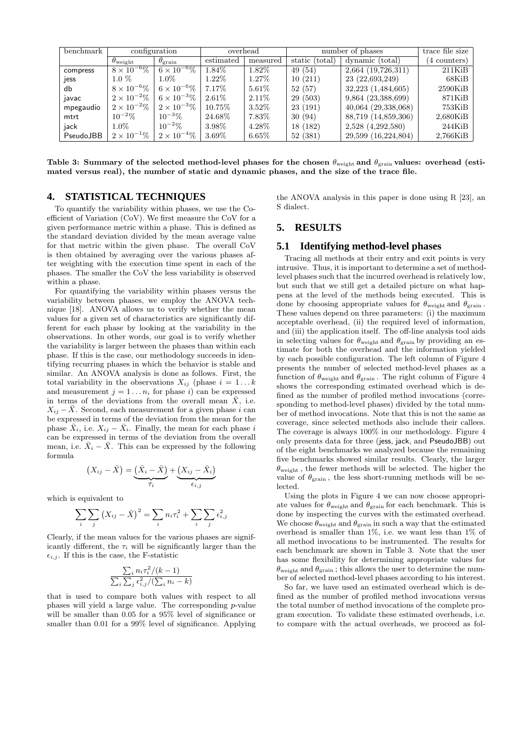| benchmark | configuration | | overhead | | number of phases | | trace file size |
|---|---|---|---|---|---|---|---|
| | $\theta_{\text{weight}}$ | $\theta_{\text{grain}}$ | estimated | measured | static (total) | dynamic (total) | (4 counters) |
| compress | $8 \times 10^{-6}\%$ | $6 \times 10^{-6}\%$ | 1.84% | 1.82% | 49 (54) | 2,664 (19,726,311) | 211KiB |
| jess | 1.0 % | 1.0% | 1.22% | 1.27% | 10 (211) | 23 (22,693,249) | 68KiB |
| db | $8 \times 10^{-6}\%$ | $6 \times 10^{-6}\%$ | 7.17% | 5.61% | 52 (57) | 32,223 (1,484,605) | 2590KiB |
| javac | $2 \times 10^{-2}\%$ | $6 \times 10^{-3}\%$ | 2.61% | 2.11% | 29 (503) | 9,864 (23,388,699) | 871KiB |
| mpegaudio | $2 \times 10^{-2}\%$ | $2 \times 10^{-3}\%$ | 10.75% | 3.52% | 23 (191) | 40,064 (29,338,068) | 753KiB |
| mtrt | $10^{-2}\%$ | $10^{-3}\%$ | 24.68% | 7.83% | 30 (94) | 88,719 (14,859,306) | 2,680KiB |
| jack | 1.0% | $10^{-2}\%$ | 3.98% | 4.28% | 18 (182) | 2,528 (4,292,580) | 244KiB |
| PseudoJBB | $2 \times 10^{-1}\%$ | $2 \times 10^{-4}\%$ | 3.69% | 6.65% | 52 (381) | 29,599 (16,224,804) | 2,766KiB |

**Table 3: Summary of the selected method-level phases for the chosen $\theta_{\text{weight}}$ and $\theta_{\text{grain}}$ values: overhead (estimated versus real), the number of static and dynamic phases, and the size of the trace file.**

# 4. STATISTICAL TECHNIQUES

To quantify the variability within phases, we use the Coefficient of Variation (CoV). We first measure the CoV for a given performance metric within a phase. This is defined as the standard deviation divided by the mean average value for that metric within the given phase. The overall CoV is then obtained by averaging over the various phases after weighting with the execution time spent in each of the phases. The smaller the CoV the less variability is observed within a phase.

For quantifying the variability within phases versus the variability between phases, we employ the ANOVA technique [18]. ANOVA allows us to verify whether the mean values for a given set of characteristics are significantly different for each phase by looking at the variability in the observations. In other words, our goal is to verify whether the variability is larger between the phases than within each phase. If this is the case, our methodology succeeds in identifying recurring phases in which the behavior is stable and similar. An ANOVA analysis is done as follows. First, the total variability in the observations $X_{ij}$ (phase $i = 1 \ldots k$ and measurement $j = 1 \ldots n_i$ for phase $i$) can be expressed in terms of the deviations from the overall mean $\bar{X}$, i.e. $X_{ij} - \bar{X}$. Second, each measurement for a given phase $i$ can be expressed in terms of the deviation from the mean for the phase $\bar{X}_i$, i.e. $X_{ij} - \bar{X}_i$. Finally, the mean for each phase $i$ can be expressed in terms of the deviation from the overall mean, i.e. $\bar{X}_i - \bar{X}$. This can be expressed by the following formula

$$\left(X_{ij} - \bar{X}\right) = \underbrace{\left(\bar{X}_i - \bar{X}\right)}_{\tau_i} + \underbrace{\left(X_{ij} - \bar{X}_i\right)}_{\epsilon_{i,j}}$$

which is equivalent to

$$\sum_i \sum_j \left(X_{ij} - \bar{X}\right)^2 = \sum_i n_i \tau_i^2 + \sum_i \sum_j \epsilon_{i,j}^2$$

Clearly, if the mean values for the various phases are significantly different, the $\tau_i$ will be significantly larger than the $\epsilon_{i,j}$. If this is the case, the F-statistic

$$\frac{\sum_i n_i \tau_i^2 / (k-1)}{\sum_i \sum_j \epsilon_{i,j}^2 / (\sum_i n_i - k)}$$

that is used to compare both values with respect to all phases will yield a large value. The corresponding $p$-value will be smaller than 0.05 for a 95% level of significance or smaller than 0.01 for a 99% level of significance. Applying the ANOVA analysis in this paper is done using R [23], an S dialect.

# 5. RESULTS

## 5.1 Identifying method-level phases

Tracing all methods at their entry and exit points is very intrusive. Thus, it is important to determine a set of method-level phases such that the incurred overhead is relatively low, but such that we still get a detailed picture on what happens at the level of the methods being executed. This is done by choosing appropriate values for $\theta_{\text{weight}}$ and $\theta_{\text{grain}}$. These values depend on three parameters: (i) the maximum acceptable overhead, (ii) the required level of information, and (iii) the application itself. The off-line analysis tool aids in selecting values for $\theta_{\text{weight}}$ and $\theta_{\text{grain}}$ by providing an estimate for both the overhead and the information yielded by each possible configuration. The left column of Figure 4 presents the number of selected method-level phases as a function of $\theta_{\text{weight}}$ and $\theta_{\text{grain}}$. The right column of Figure 4 shows the corresponding estimated overhead which is defined as the number of profiled method invocations (corresponding to method-level phases) divided by the total number of method invocations. Note that this is not the same as coverage, since selected methods also include their callees. The coverage is always 100% in our methodology. Figure 4 only presents data for three (jess, jack, and PseudoJBB) out of the eight benchmarks we analyzed because the remaining five benchmarks showed similar results. Clearly, the larger $\theta_{\text{weight}}$, the fewer methods will be selected. The higher the value of $\theta_{\text{grain}}$, the less short-running methods will be selected.

Using the plots in Figure 4 we can now choose appropriate values for $\theta_{\text{weight}}$ and $\theta_{\text{grain}}$ for each benchmark. This is done by inspecting the curves with the estimated overhead. We choose $\theta_{\text{weight}}$ and $\theta_{\text{grain}}$ in such a way that the estimated overhead is smaller than 1%, i.e. we want less than 1% of all method invocations to be instrumented. The results for each benchmark are shown in Table 3. Note that the user has some flexibility for determining appropriate values for $\theta_{\text{weight}}$ and $\theta_{\text{grain}}$; this allows the user to determine the number of selected method-level phases according to his interest.

So far, we have used an estimated overhead which is defined as the number of profiled method invocations versus the total number of method invocations of the complete program execution. To validate these estimated overheads, i.e. to compare with the actual overheads, we proceed as fol-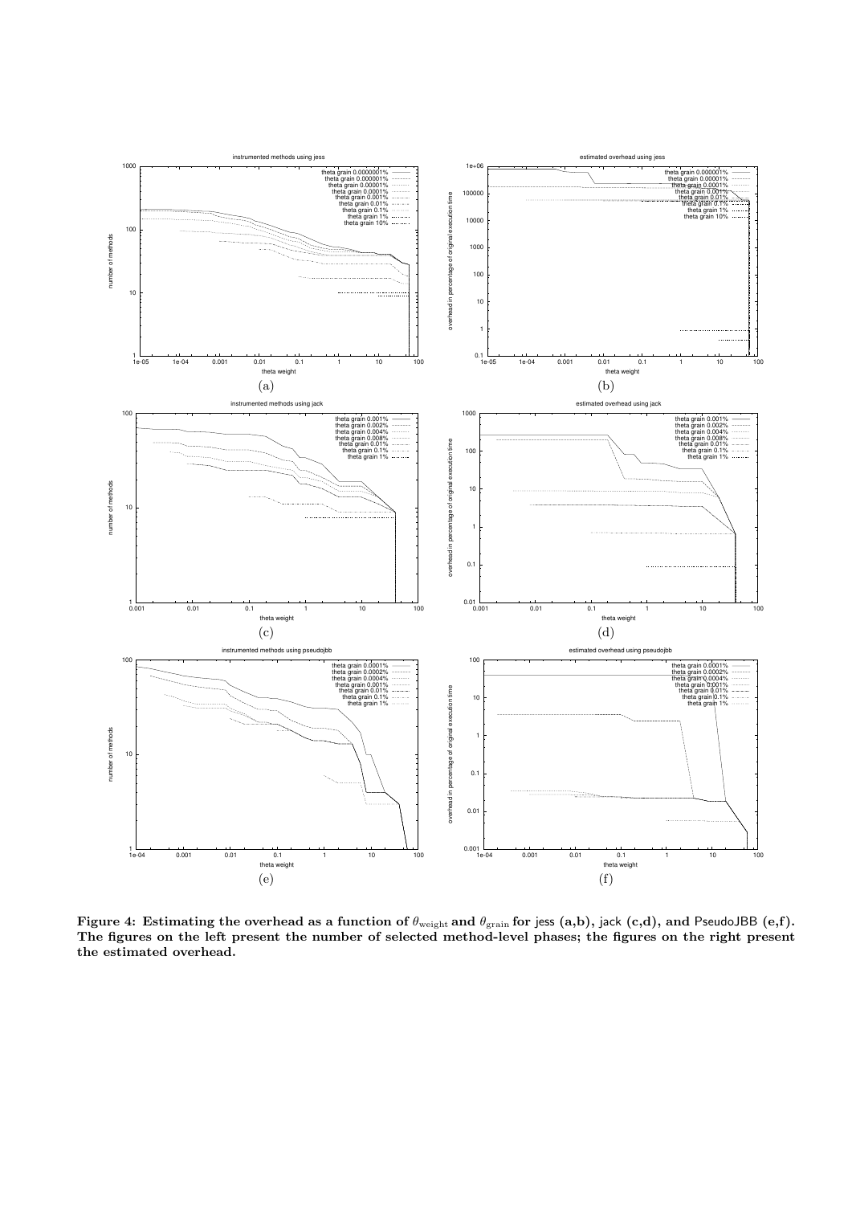Figure 4: Estimating the overhead as a function of $\theta_{\text{weight}}$ and $\theta_{\text{grain}}$ for jess (a,b), jack (c,d), and PseudoJBB (e,f). The figures on the left present the number of selected method-level phases; the figures on the right present the estimated overhead.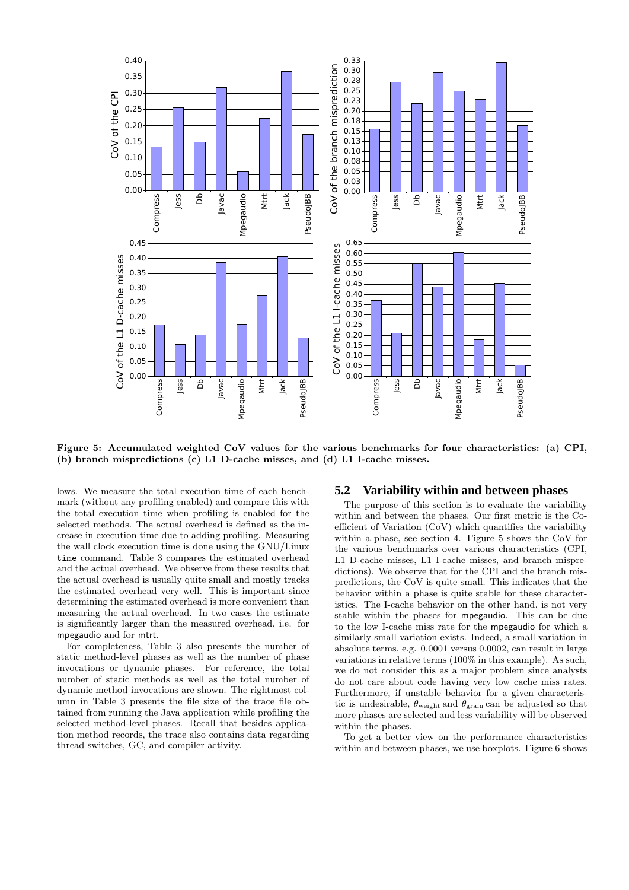Figure 5: Accumulated weighted CoV values for the various benchmarks for four characteristics: (a) CPI, (b) branch mispredictions (c) L1 D-cache misses, and (d) L1 I-cache misses.

lows. We measure the total execution time of each benchmark (without any profiling enabled) and compare this with the total execution time when profiling is enabled for the selected methods. The actual overhead is defined as the increase in execution time due to adding profiling. Measuring the wall clock execution time is done using the GNU/Linux `time` command. Table 3 compares the estimated overhead and the actual overhead. We observe from these results that the actual overhead is usually quite small and mostly tracks the estimated overhead very well. This is important since determining the estimated overhead is more convenient than measuring the actual overhead. In two cases the estimate is significantly larger than the measured overhead, i.e. for mpegaudio and for mtrt.

For completeness, Table 3 also presents the number of static method-level phases as well as the number of phase invocations or dynamic phases. For reference, the total number of static methods as well as the total number of dynamic method invocations are shown. The rightmost column in Table 3 presents the file size of the trace file obtained from running the Java application while profiling the selected method-level phases. Recall that besides application method records, the trace also contains data regarding thread switches, GC, and compiler activity.

## 5.2 Variability within and between phases

The purpose of this section is to evaluate the variability within and between the phases. Our first metric is the Coefficient of Variation (CoV) which quantifies the variability within a phase, see section 4. Figure 5 shows the CoV for the various benchmarks over various characteristics (CPI, L1 D-cache misses, L1 I-cache misses, and branch mispredictions). We observe that for the CPI and the branch mispredictions, the CoV is quite small. This indicates that the behavior within a phase is quite stable for these characteristics. The I-cache behavior on the other hand, is not very stable within the phases for mpegaudio. This can be due to the low I-cache miss rate for the mpegaudio for which a similarly small variation exists. Indeed, a small variation in absolute terms, e.g. 0.0001 versus 0.0002, can result in large variations in relative terms (100% in this example). As such, we do not consider this as a major problem since analysts do not care about code having very low cache miss rates. Furthermore, if unstable behavior for a given characteristic is undesirable, $\theta_{\text{weight}}$ and $\theta_{\text{grain}}$ can be adjusted so that more phases are selected and less variability will be observed within the phases.

To get a better view on the performance characteristics within and between phases, we use boxplots. Figure 6 shows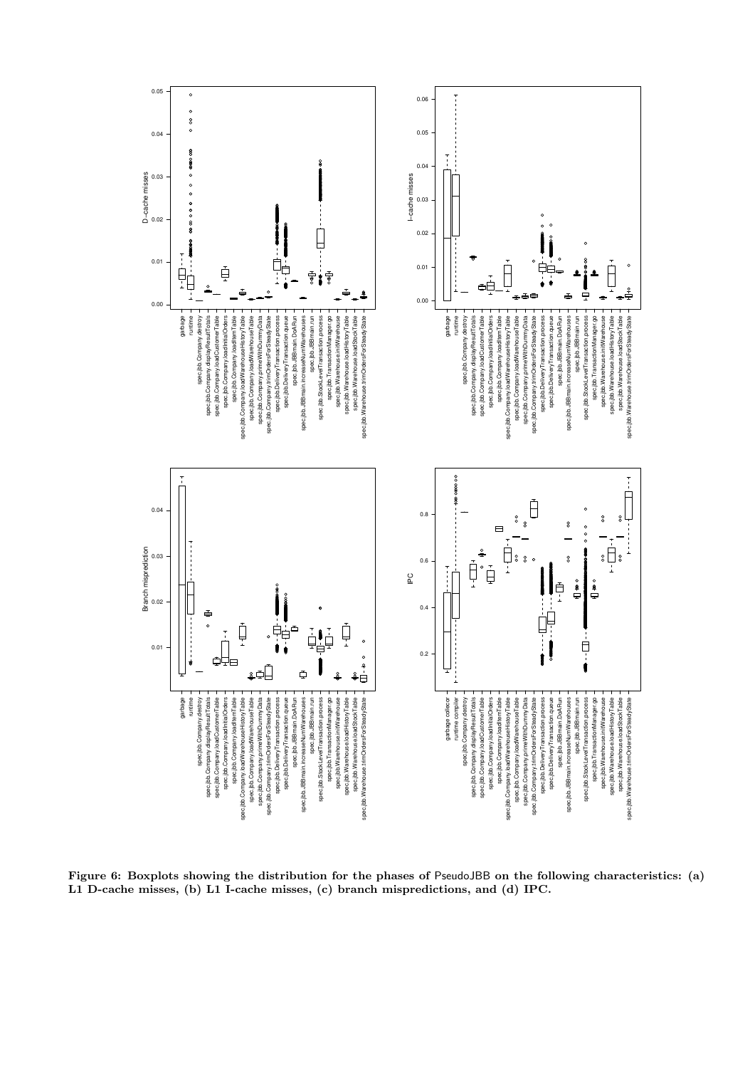**Figure 6: Boxplots showing the distribution for the phases of PseudoJBB on the following characteristics: (a) L1 D-cache misses, (b) L1 I-cache misses, (c) branch mispredictions, and (d) IPC.**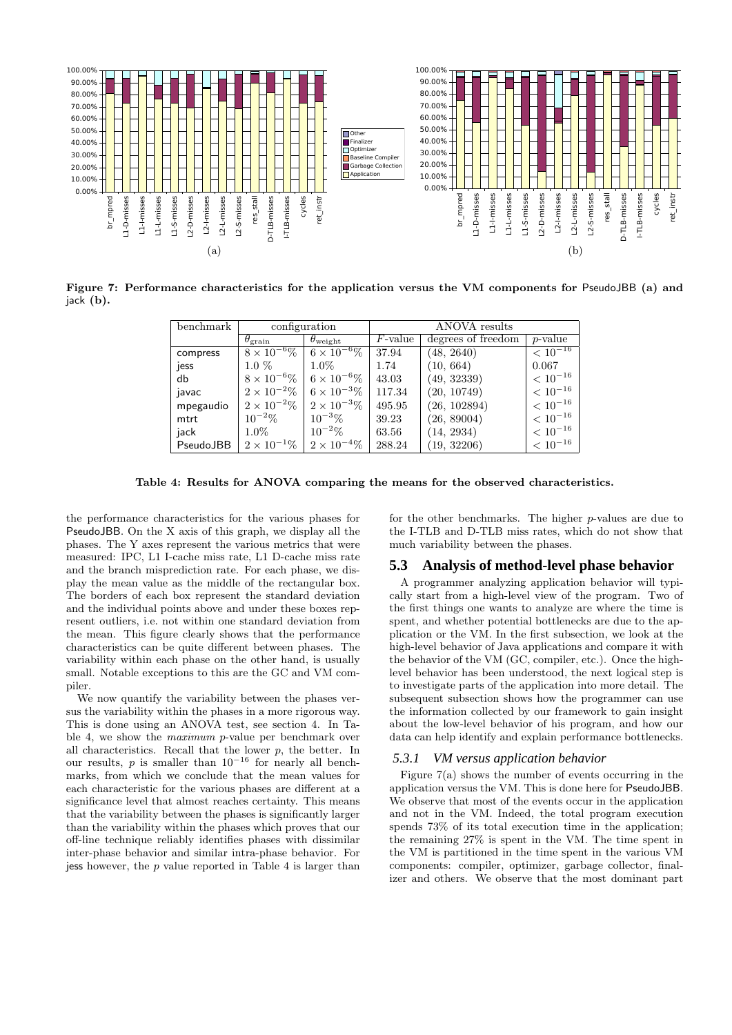**Figure 7: Performance characteristics for the application versus the VM components for PseudoJBB (a) and jack (b).**

| benchmark | configuration | | ANOVA results | | |
|---|---|---|---|---|---|
| | $\theta_{\text{grain}}$ | $\theta_{\text{weight}}$ | $F$-value | degrees of freedom | $p$-value |
| compress | $8 \times 10^{-6}\%$ | $6 \times 10^{-6}\%$ | 37.94 | (48, 2640) | $< 10^{-16}$ |
| jess | 1.0 % | 1.0% | 1.74 | (10, 664) | 0.067 |
| db | $8 \times 10^{-6}\%$ | $6 \times 10^{-6}\%$ | 43.03 | (49, 32339) | $< 10^{-16}$ |
| javac | $2 \times 10^{-2}\%$ | $6 \times 10^{-3}\%$ | 117.34 | (20, 10749) | $< 10^{-16}$ |
| mpegaudio | $2 \times 10^{-2}\%$ | $2 \times 10^{-3}\%$ | 495.95 | (26, 102894) | $< 10^{-16}$ |
| mtrt | $10^{-2}\%$ | $10^{-3}\%$ | 39.23 | (26, 89004) | $< 10^{-16}$ |
| jack | 1.0% | $10^{-2}\%$ | 63.56 | (14, 2934) | $< 10^{-16}$ |
| PseudoJBB | $2 \times 10^{-1}\%$ | $2 \times 10^{-4}\%$ | 288.24 | (19, 32206) | $< 10^{-16}$ |

**Table 4: Results for ANOVA comparing the means for the observed characteristics.**

the performance characteristics for the various phases for PseudoJBB. On the X axis of this graph, we display all the phases. The Y axes represent the various metrics that were measured: IPC, L1 I-cache miss rate, L1 D-cache miss rate and the branch misprediction rate. For each phase, we display the mean value as the middle of the rectangular box. The borders of each box represent the standard deviation and the individual points above and under these boxes represent outliers, i.e. not within one standard deviation from the mean. This figure clearly shows that the performance characteristics can be quite different between phases. The variability within each phase on the other hand, is usually small. Notable exceptions to this are the GC and VM compiler.

We now quantify the variability between the phases versus the variability within the phases in a more rigorous way. This is done using an ANOVA test, see section 4. In Table 4, we show the *maximum* $p$-value per benchmark over all characteristics. Recall that the lower $p$, the better. In our results, $p$ is smaller than $10^{-16}$ for nearly all benchmarks, from which we conclude that the mean values for each characteristic for the various phases are different at a significance level that almost reaches certainty. This means that the variability between the phases is significantly larger than the variability within the phases which proves that our off-line technique reliably identifies phases with dissimilar inter-phase behavior and similar intra-phase behavior. For jess however, the $p$ value reported in Table 4 is larger than for the other benchmarks. The higher $p$-values are due to the I-TLB and D-TLB miss rates, which do not show that much variability between the phases.

## 5.3 Analysis of method-level phase behavior

A programmer analyzing application behavior will typically start from a high-level view of the program. Two of the first things one wants to analyze are where the time is spent, and whether potential bottlenecks are due to the application or the VM. In the first subsection, we look at the high-level behavior of Java applications and compare it with the behavior of the VM (GC, compiler, etc.). Once the high-level behavior has been understood, the next logical step is to investigate parts of the application into more detail. The subsequent subsection shows how the programmer can use the information collected by our framework to gain insight about the low-level behavior of his program, and how our data can help identify and explain performance bottlenecks.

### 5.3.1 VM versus application behavior

Figure 7(a) shows the number of events occurring in the application versus the VM. This is done here for PseudoJBB. We observe that most of the events occur in the application and not in the VM. Indeed, the total program execution spends 73% of its total execution time in the application; the remaining 27% is spent in the VM. The time spent in the VM is partitioned in the time spent in the various VM components: compiler, optimizer, garbage collector, finalizer and others. We observe that the most dominant part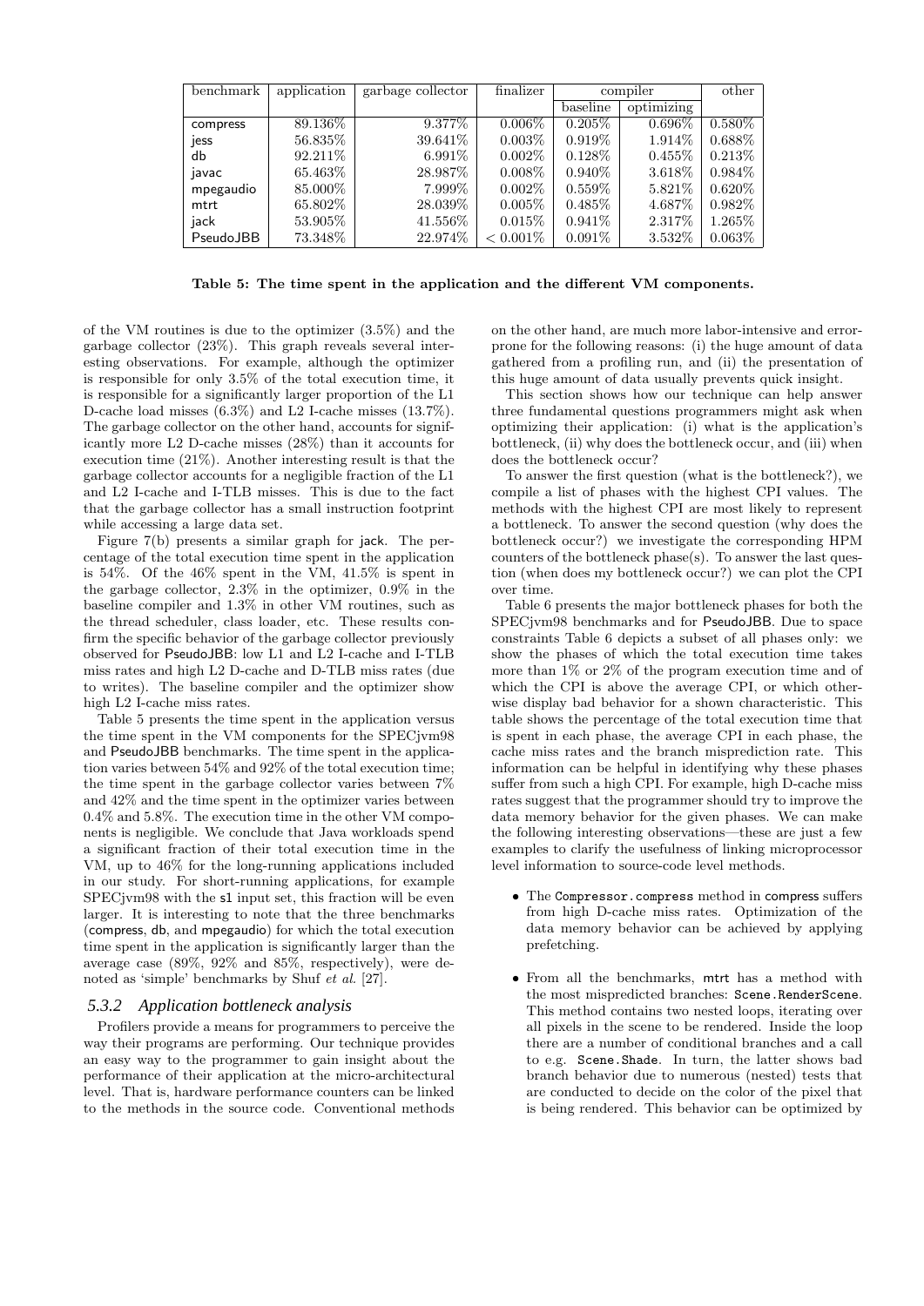| benchmark | application | garbage collector | finalizer | compiler | | other |
|---|---|---|---|---|---|---|
| | | | | baseline | optimizing | |
| compress | 89.136% | 9.377% | 0.006% | 0.205% | 0.696% | 0.580% |
| jess | 56.835% | 39.641% | 0.003% | 0.919% | 1.914% | 0.688% |
| db | 92.211% | 6.991% | 0.002% | 0.128% | 0.455% | 0.213% |
| javac | 65.463% | 28.987% | 0.008% | 0.940% | 3.618% | 0.984% |
| mpegaudio | 85.000% | 7.999% | 0.002% | 0.559% | 5.821% | 0.620% |
| mtrt | 65.802% | 28.039% | 0.005% | 0.485% | 4.687% | 0.982% |
| jack | 53.905% | 41.556% | 0.015% | 0.941% | 2.317% | 1.265% |
| PseudoJBB | 73.348% | 22.974% | < 0.001% | 0.091% | 3.532% | 0.063% |

**Table 5: The time spent in the application and the different VM components.**

of the VM routines is due to the optimizer (3.5%) and the garbage collector (23%). This graph reveals several interesting observations. For example, although the optimizer is responsible for only 3.5% of the total execution time, it is responsible for a significantly larger proportion of the L1 D-cache load misses (6.3%) and L2 I-cache misses (13.7%). The garbage collector on the other hand, accounts for significantly more L2 D-cache misses (28%) than it accounts for execution time (21%). Another interesting result is that the garbage collector accounts for a negligible fraction of the L1 and L2 I-cache and I-TLB misses. This is due to the fact that the garbage collector has a small instruction footprint while accessing a large data set.

Figure 7(b) presents a similar graph for jack. The percentage of the total execution time spent in the application is 54%. Of the 46% spent in the VM, 41.5% is spent in the garbage collector, 2.3% in the optimizer, 0.9% in the baseline compiler and 1.3% in other VM routines, such as the thread scheduler, class loader, etc. These results confirm the specific behavior of the garbage collector previously observed for PseudoJBB: low L1 and L2 I-cache and I-TLB miss rates and high L2 D-cache and D-TLB miss rates (due to writes). The baseline compiler and the optimizer show high L2 I-cache miss rates.

Table 5 presents the time spent in the application versus the time spent in the VM components for the SPECjvm98 and PseudoJBB benchmarks. The time spent in the application varies between 54% and 92% of the total execution time; the time spent in the garbage collector varies between 7% and 42% and the time spent in the optimizer varies between 0.4% and 5.8%. The execution time in the other VM components is negligible. We conclude that Java workloads spend a significant fraction of their total execution time in the VM, up to 46% for the long-running applications included in our study. For short-running applications, for example SPECjvm98 with the s1 input set, this fraction will be even larger. It is interesting to note that the three benchmarks (compress, db, and mpegaudio) for which the total execution time spent in the application is significantly larger than the average case (89%, 92% and 85%, respectively), were denoted as 'simple' benchmarks by Shuf *et al.* [27].

### *5.3.2 Application bottleneck analysis*

Profilers provide a means for programmers to perceive the way their programs are performing. Our technique provides an easy way to the programmer to gain insight about the performance of their application at the micro-architectural level. That is, hardware performance counters can be linked to the methods in the source code. Conventional methods on the other hand, are much more labor-intensive and error-prone for the following reasons: (i) the huge amount of data gathered from a profiling run, and (ii) the presentation of this huge amount of data usually prevents quick insight.

This section shows how our technique can help answer three fundamental questions programmers might ask when optimizing their application: (i) what is the application's bottleneck, (ii) why does the bottleneck occur, and (iii) when does the bottleneck occur?

To answer the first question (what is the bottleneck?), we compile a list of phases with the highest CPI values. The methods with the highest CPI are most likely to represent a bottleneck. To answer the second question (why does the bottleneck occur?) we investigate the corresponding HPM counters of the bottleneck phase(s). To answer the last question (when does my bottleneck occur?) we can plot the CPI over time.

Table 6 presents the major bottleneck phases for both the SPECjvm98 benchmarks and for PseudoJBB. Due to space constraints Table 6 depicts a subset of all phases only: we show the phases of which the total execution time takes more than 1% or 2% of the program execution time and of which the CPI is above the average CPI, or which otherwise display bad behavior for a shown characteristic. This table shows the percentage of the total execution time that is spent in each phase, the average CPI in each phase, the cache miss rates and the branch misprediction rate. This information can be helpful in identifying why these phases suffer from such a high CPI. For example, high D-cache miss rates suggest that the programmer should try to improve the data memory behavior for the given phases. We can make the following interesting observations—these are just a few examples to clarify the usefulness of linking microprocessor level information to source-code level methods.

- The `Compressor.compress` method in compress suffers from high D-cache miss rates. Optimization of the data memory behavior can be achieved by applying prefetching.
- From all the benchmarks, mtrt has a method with the most mispredicted branches: `Scene.RenderScene`. This method contains two nested loops, iterating over all pixels in the scene to be rendered. Inside the loop there are a number of conditional branches and a call to e.g. `Scene.Shade`. In turn, the latter shows bad branch behavior due to numerous (nested) tests that are conducted to decide on the color of the pixel that is being rendered. This behavior can be optimized by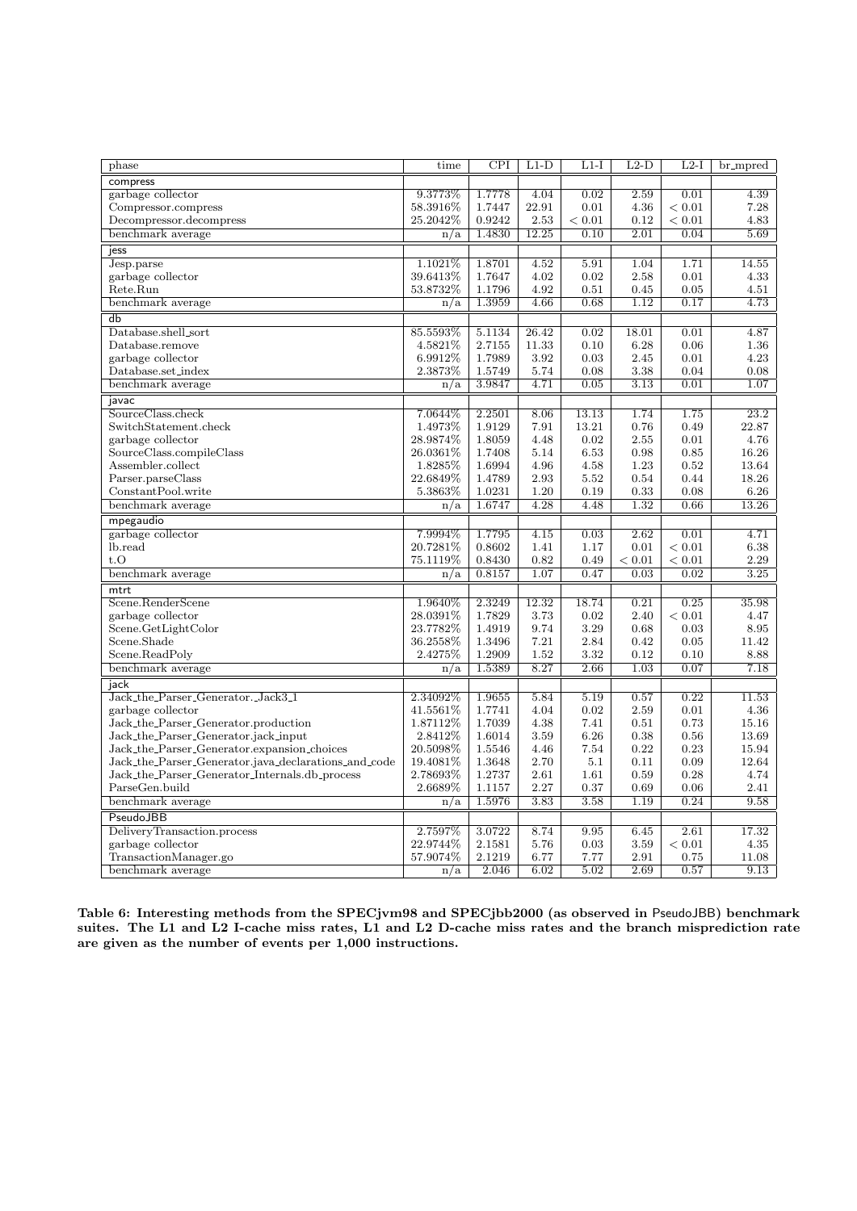| phase | time | CPI | L1-D | L1-I | L2-D | L2-I | br_mpred |
|---|---|---|---|---|---|---|---|
| compress | | | | | | | |
| garbage collector | 9.3773% | 1.7778 | 4.04 | 0.02 | 2.59 | 0.01 | 4.39 |
| Compressor.compress | 58.3916% | 1.7447 | 22.91 | 0.01 | 4.36 | < 0.01 | 7.28 |
| Decompressor.decompress | 25.2042% | 0.9242 | 2.53 | < 0.01 | 0.12 | < 0.01 | 4.83 |
| benchmark average | n/a | 1.4830 | 12.25 | 0.10 | 2.01 | 0.04 | 5.69 |
| jess | | | | | | | |
| Jesp.parse | 1.1021% | 1.8701 | 4.52 | 5.91 | 1.04 | 1.71 | 14.55 |
| garbage collector | 39.6413% | 1.7647 | 4.02 | 0.02 | 2.58 | 0.01 | 4.33 |
| Rete.Run | 53.8732% | 1.1796 | 4.92 | 0.51 | 0.45 | 0.05 | 4.51 |
| benchmark average | n/a | 1.3959 | 4.66 | 0.68 | 1.12 | 0.17 | 4.73 |
| db | | | | | | | |
| Database.shell_sort | 85.5593% | 5.1134 | 26.42 | 0.02 | 18.01 | 0.01 | 4.87 |
| Database.remove | 4.5821% | 2.7155 | 11.33 | 0.10 | 6.28 | 0.06 | 1.36 |
| garbage collector | 6.9912% | 1.7989 | 3.92 | 0.03 | 2.45 | 0.01 | 4.23 |
| Database.set_index | 2.3873% | 1.5749 | 5.74 | 0.08 | 3.38 | 0.04 | 0.08 |
| benchmark average | n/a | 3.9847 | 4.71 | 0.05 | 3.13 | 0.01 | 1.07 |
| javac | | | | | | | |
| SourceClass.check | 7.0644% | 2.2501 | 8.06 | 13.13 | 1.74 | 1.75 | 23.2 |
| SwitchStatement.check | 1.4973% | 1.9129 | 7.91 | 13.21 | 0.76 | 0.49 | 22.87 |
| garbage collector | 28.9874% | 1.8059 | 4.48 | 0.02 | 2.55 | 0.01 | 4.76 |
| SourceClass.compileClass | 26.0361% | 1.7408 | 5.14 | 6.53 | 0.98 | 0.85 | 16.26 |
| Assembler.collect | 1.8285% | 1.6994 | 4.96 | 4.58 | 1.23 | 0.52 | 13.64 |
| Parser.parseClass | 22.6849% | 1.4789 | 2.93 | 5.52 | 0.54 | 0.44 | 18.26 |
| ConstantPool.write | 5.3863% | 1.0231 | 1.20 | 0.19 | 0.33 | 0.08 | 6.26 |
| benchmark average | n/a | 1.6747 | 4.28 | 4.48 | 1.32 | 0.66 | 13.26 |
| mpegaudio | | | | | | | |
| garbage collector | 7.9994% | 1.7795 | 4.15 | 0.03 | 2.62 | 0.01 | 4.71 |
| lb.read | 20.7281% | 0.8602 | 1.41 | 1.17 | 0.01 | < 0.01 | 6.38 |
| t.O | 75.1119% | 0.8430 | 0.82 | 0.49 | < 0.01 | < 0.01 | 2.29 |
| benchmark average | n/a | 0.8157 | 1.07 | 0.47 | 0.03 | 0.02 | 3.25 |
| mtrt | | | | | | | |
| Scene.RenderScene | 1.9640% | 2.3249 | 12.32 | 18.74 | 0.21 | 0.25 | 35.98 |
| garbage collector | 28.0391% | 1.7829 | 3.73 | 0.02 | 2.40 | < 0.01 | 4.47 |
| Scene.GetLightColor | 23.7782% | 1.4919 | 9.74 | 3.29 | 0.68 | 0.03 | 8.95 |
| Scene.Shade | 36.2558% | 1.3496 | 7.21 | 2.84 | 0.42 | 0.05 | 11.42 |
| Scene.ReadPoly | 2.4275% | 1.2909 | 1.52 | 3.32 | 0.12 | 0.10 | 8.88 |
| benchmark average | n/a | 1.5389 | 8.27 | 2.66 | 1.03 | 0.07 | 7.18 |
| jack | | | | | | | |
| Jack_the_Parser_Generator._Jack3_1 | 2.34092% | 1.9655 | 5.84 | 5.19 | 0.57 | 0.22 | 11.53 |
| garbage collector | 41.5561% | 1.7741 | 4.04 | 0.02 | 2.59 | 0.01 | 4.36 |
| Jack_the_Parser_Generator.production | 1.87112% | 1.7039 | 4.38 | 7.41 | 0.51 | 0.73 | 15.16 |
| Jack_the_Parser_Generator.jack_input | 2.8412% | 1.6014 | 3.59 | 6.26 | 0.38 | 0.56 | 13.69 |
| Jack_the_Parser_Generator.expansion_choices | 20.5098% | 1.5546 | 4.46 | 7.54 | 0.22 | 0.23 | 15.94 |
| Jack_the_Parser_Generator.java_declarations_and_code | 19.4081% | 1.3648 | 2.70 | 5.1 | 0.11 | 0.09 | 12.64 |
| Jack_the_Parser_Generator_Internals.db_process | 2.78693% | 1.2737 | 2.61 | 1.61 | 0.59 | 0.28 | 4.74 |
| ParseGen.build | 2.6689% | 1.1157 | 2.27 | 0.37 | 0.69 | 0.06 | 2.41 |
| benchmark average | n/a | 1.5976 | 3.83 | 3.58 | 1.19 | 0.24 | 9.58 |
| PseudoJBB | | | | | | | |
| DeliveryTransaction.process | 2.7597% | 3.0722 | 8.74 | 9.95 | 6.45 | 2.61 | 17.32 |
| garbage collector | 22.9744% | 2.1581 | 5.76 | 0.03 | 3.59 | < 0.01 | 4.35 |
| TransactionManager.go | 57.9074% | 2.1219 | 6.77 | 7.77 | 2.91 | 0.75 | 11.08 |
| benchmark average | n/a | 2.046 | 6.02 | 5.02 | 2.69 | 0.57 | 9.13 |

**Table 6: Interesting methods from the SPECjvm98 and SPECjbb2000 (as observed in PseudoJBB) benchmark suites. The L1 and L2 I-cache miss rates, L1 and L2 D-cache miss rates and the branch misprediction rate are given as the number of events per 1,000 instructions.**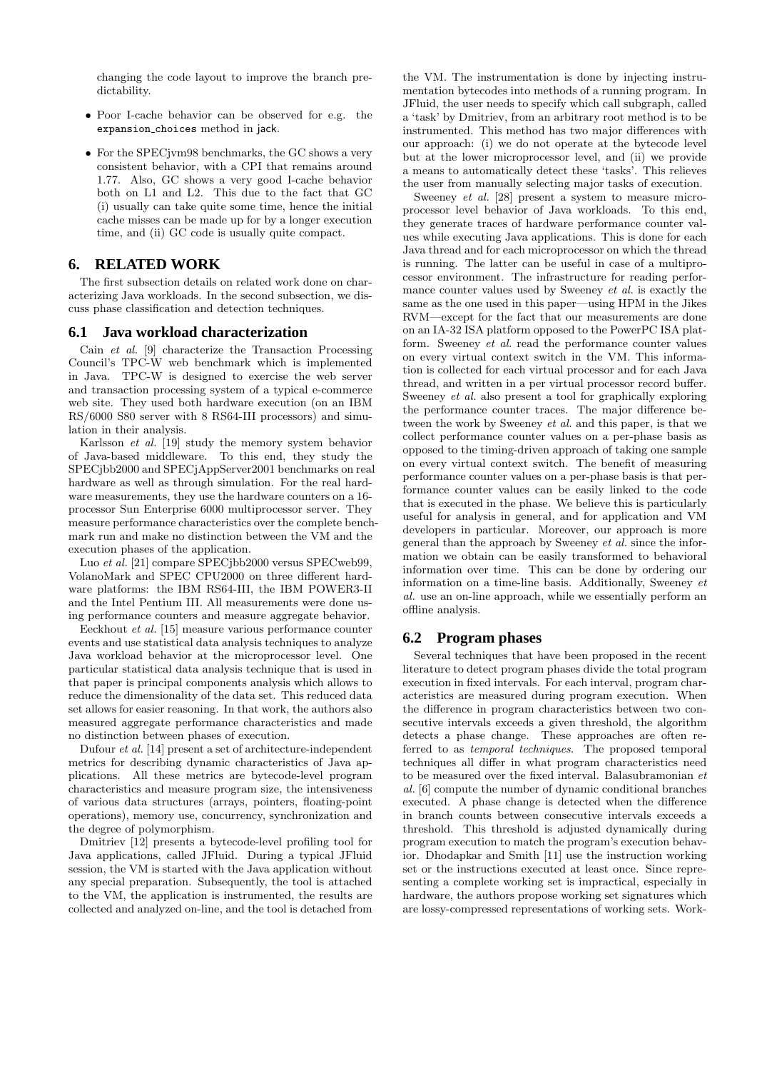changing the code layout to improve the branch predictability.

- Poor I-cache behavior can be observed for e.g. the expansion_choices method in jack.
- For the SPECjvm98 benchmarks, the GC shows a very consistent behavior, with a CPI that remains around 1.77. Also, GC shows a very good I-cache behavior both on L1 and L2. This due to the fact that GC (i) usually can take quite some time, hence the initial cache misses can be made up for by a longer execution time, and (ii) GC code is usually quite compact.

# 6. RELATED WORK

The first subsection details on related work done on characterizing Java workloads. In the second subsection, we discuss phase classification and detection techniques.

## 6.1 Java workload characterization

Cain *et al.* [9] characterize the Transaction Processing Council's TPC-W web benchmark which is implemented in Java. TPC-W is designed to exercise the web server and transaction processing system of a typical e-commerce web site. They used both hardware execution (on an IBM RS/6000 S80 server with 8 RS64-III processors) and simulation in their analysis.

Karlsson *et al.* [19] study the memory system behavior of Java-based middleware. To this end, they study the SPECjbb2000 and SPECjAppServer2001 benchmarks on real hardware as well as through simulation. For the real hardware measurements, they use the hardware counters on a 16-processor Sun Enterprise 6000 multiprocessor server. They measure performance characteristics over the complete benchmark run and make no distinction between the VM and the execution phases of the application.

Luo *et al.* [21] compare SPECjbb2000 versus SPECweb99, VolanoMark and SPEC CPU2000 on three different hardware platforms: the IBM RS64-III, the IBM POWER3-II and the Intel Pentium III. All measurements were done using performance counters and measure aggregate behavior.

Eeckhout *et al.* [15] measure various performance counter events and use statistical data analysis techniques to analyze Java workload behavior at the microprocessor level. One particular statistical data analysis technique that is used in that paper is principal components analysis which allows to reduce the dimensionality of the data set. This reduced data set allows for easier reasoning. In that work, the authors also measured aggregate performance characteristics and made no distinction between phases of execution.

Dufour *et al.* [14] present a set of architecture-independent metrics for describing dynamic characteristics of Java applications. All these metrics are bytecode-level program characteristics and measure program size, the intensiveness of various data structures (arrays, pointers, floating-point operations), memory use, concurrency, synchronization and the degree of polymorphism.

Dmitriev [12] presents a bytecode-level profiling tool for Java applications, called JFluid. During a typical JFluid session, the VM is started with the Java application without any special preparation. Subsequently, the tool is attached to the VM, the application is instrumented, the results are collected and analyzed on-line, and the tool is detached from the VM. The instrumentation is done by injecting instrumentation bytecodes into methods of a running program. In JFluid, the user needs to specify which call subgraph, called a 'task' by Dmitriev, from an arbitrary root method is to be instrumented. This method has two major differences with our approach: (i) we do not operate at the bytecode level but at the lower microprocessor level, and (ii) we provide a means to automatically detect these 'tasks'. This relieves the user from manually selecting major tasks of execution.

Sweeney *et al.* [28] present a system to measure microprocessor level behavior of Java workloads. To this end, they generate traces of hardware performance counter values while executing Java applications. This is done for each Java thread and for each microprocessor on which the thread is running. The latter can be useful in case of a multiprocessor environment. The infrastructure for reading performance counter values used by Sweeney *et al.* is exactly the same as the one used in this paper—using HPM in the Jikes RVM—except for the fact that our measurements are done on an IA-32 ISA platform opposed to the PowerPC ISA platform. Sweeney *et al.* read the performance counter values on every virtual context switch in the VM. This information is collected for each virtual processor and for each Java thread, and written in a per virtual processor record buffer. Sweeney *et al.* also present a tool for graphically exploring the performance counter traces. The major difference between the work by Sweeney *et al.* and this paper, is that we collect performance counter values on a per-phase basis as opposed to the timing-driven approach of taking one sample on every virtual context switch. The benefit of measuring performance counter values on a per-phase basis is that performance counter values can be easily linked to the code that is executed in the phase. We believe this is particularly useful for analysis in general, and for application and VM developers in particular. Moreover, our approach is more general than the approach by Sweeney *et al.* since the information we obtain can be easily transformed to behavioral information over time. This can be done by ordering our information on a time-line basis. Additionally, Sweeney *et al.* use an on-line approach, while we essentially perform an offline analysis.

## 6.2 Program phases

Several techniques that have been proposed in the recent literature to detect program phases divide the total program execution in fixed intervals. For each interval, program characteristics are measured during program execution. When the difference in program characteristics between two consecutive intervals exceeds a given threshold, the algorithm detects a phase change. These approaches are often referred to as *temporal techniques*. The proposed temporal techniques all differ in what program characteristics need to be measured over the fixed interval. Balasubramonian *et al.* [6] compute the number of dynamic conditional branches executed. A phase change is detected when the difference in branch counts between consecutive intervals exceeds a threshold. This threshold is adjusted dynamically during program execution to match the program's execution behavior. Dhodapkar and Smith [11] use the instruction working set or the instructions executed at least once. Since representing a complete working set is impractical, especially in hardware, the authors propose working set signatures which are lossy-compressed representations of working sets. Work-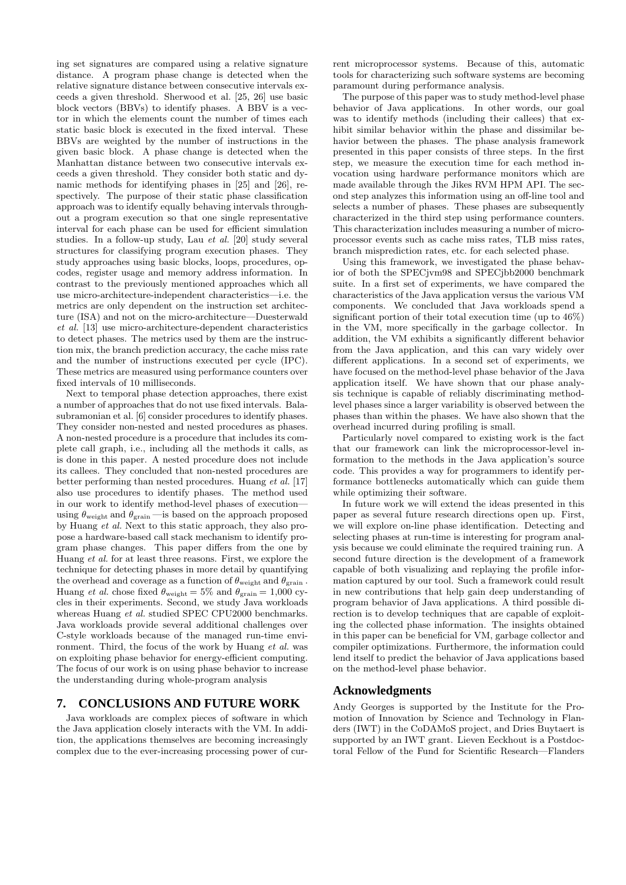ing set signatures are compared using a relative signature distance. A program phase change is detected when the relative signature distance between consecutive intervals exceeds a given threshold. Sherwood et al. [25, 26] use basic block vectors (BBVs) to identify phases. A BBV is a vector in which the elements count the number of times each static basic block is executed in the fixed interval. These BBVs are weighted by the number of instructions in the given basic block. A phase change is detected when the Manhattan distance between two consecutive intervals exceeds a given threshold. They consider both static and dynamic methods for identifying phases in [25] and [26], respectively. The purpose of their static phase classification approach was to identify equally behaving intervals throughout a program execution so that one single representative interval for each phase can be used for efficient simulation studies. In a follow-up study, Lau *et al.* [20] study several structures for classifying program execution phases. They study approaches using basic blocks, loops, procedures, opcodes, register usage and memory address information. In contrast to the previously mentioned approaches which all use micro-architecture-independent characteristics—i.e. the metrics are only dependent on the instruction set architecture (ISA) and not on the micro-architecture—Duesterwald *et al.* [13] use micro-architecture-dependent characteristics to detect phases. The metrics used by them are the instruction mix, the branch prediction accuracy, the cache miss rate and the number of instructions executed per cycle (IPC). These metrics are measured using performance counters over fixed intervals of 10 milliseconds.

Next to temporal phase detection approaches, there exist a number of approaches that do not use fixed intervals. Balasubramonian et al. [6] consider procedures to identify phases. They consider non-nested and nested procedures as phases. A non-nested procedure is a procedure that includes its complete call graph, i.e., including all the methods it calls, as is done in this paper. A nested procedure does not include its callees. They concluded that non-nested procedures are better performing than nested procedures. Huang *et al.* [17] also use procedures to identify phases. The method used in our work to identify method-level phases of execution—using $\theta_{\text{weight}}$ and $\theta_{\text{grain}}$ —is based on the approach proposed by Huang *et al.* Next to this static approach, they also propose a hardware-based call stack mechanism to identify program phase changes. This paper differs from the one by Huang *et al.* for at least three reasons. First, we explore the technique for detecting phases in more detail by quantifying the overhead and coverage as a function of $\theta_{\text{weight}}$ and $\theta_{\text{grain}}$ . Huang *et al.* chose fixed $\theta_{\text{weight}} = 5\%$ and $\theta_{\text{grain}} = 1{,}000$ cycles in their experiments. Second, we study Java workloads whereas Huang *et al.* studied SPEC CPU2000 benchmarks. Java workloads provide several additional challenges over C-style workloads because of the managed run-time environment. Third, the focus of the work by Huang *et al.* was on exploiting phase behavior for energy-efficient computing. The focus of our work is on using phase behavior to increase the understanding during whole-program analysis

## 7. CONCLUSIONS AND FUTURE WORK

Java workloads are complex pieces of software in which the Java application closely interacts with the VM. In addition, the applications themselves are becoming increasingly complex due to the ever-increasing processing power of current microprocessor systems. Because of this, automatic tools for characterizing such software systems are becoming paramount during performance analysis.

The purpose of this paper was to study method-level phase behavior of Java applications. In other words, our goal was to identify methods (including their callees) that exhibit similar behavior within the phase and dissimilar behavior between the phases. The phase analysis framework presented in this paper consists of three steps. In the first step, we measure the execution time for each method invocation using hardware performance monitors which are made available through the Jikes RVM HPM API. The second step analyzes this information using an off-line tool and selects a number of phases. These phases are subsequently characterized in the third step using performance counters. This characterization includes measuring a number of microprocessor events such as cache miss rates, TLB miss rates, branch misprediction rates, etc. for each selected phase.

Using this framework, we investigated the phase behavior of both the SPECjvm98 and SPECjbb2000 benchmark suite. In a first set of experiments, we have compared the characteristics of the Java application versus the various VM components. We concluded that Java workloads spend a significant portion of their total execution time (up to 46%) in the VM, more specifically in the garbage collector. In addition, the VM exhibits a significantly different behavior from the Java application, and this can vary widely over different applications. In a second set of experiments, we have focused on the method-level phase behavior of the Java application itself. We have shown that our phase analysis technique is capable of reliably discriminating method-level phases since a larger variability is observed between the phases than within the phases. We have also shown that the overhead incurred during profiling is small.

Particularly novel compared to existing work is the fact that our framework can link the microprocessor-level information to the methods in the Java application's source code. This provides a way for programmers to identify performance bottlenecks automatically which can guide them while optimizing their software.

In future work we will extend the ideas presented in this paper as several future research directions open up. First, we will explore on-line phase identification. Detecting and selecting phases at run-time is interesting for program analysis because we could eliminate the required training run. A second future direction is the development of a framework capable of both visualizing and replaying the profile information captured by our tool. Such a framework could result in new contributions that help gain deep understanding of program behavior of Java applications. A third possible direction is to develop techniques that are capable of exploiting the collected phase information. The insights obtained in this paper can be beneficial for VM, garbage collector and compiler optimizations. Furthermore, the information could lend itself to predict the behavior of Java applications based on the method-level phase behavior.

## Acknowledgments

Andy Georges is supported by the Institute for the Promotion of Innovation by Science and Technology in Flanders (IWT) in the CoDAMoS project, and Dries Buytaert is supported by an IWT grant. Lieven Eeckhout is a Postdoctoral Fellow of the Fund for Scientific Research—Flanders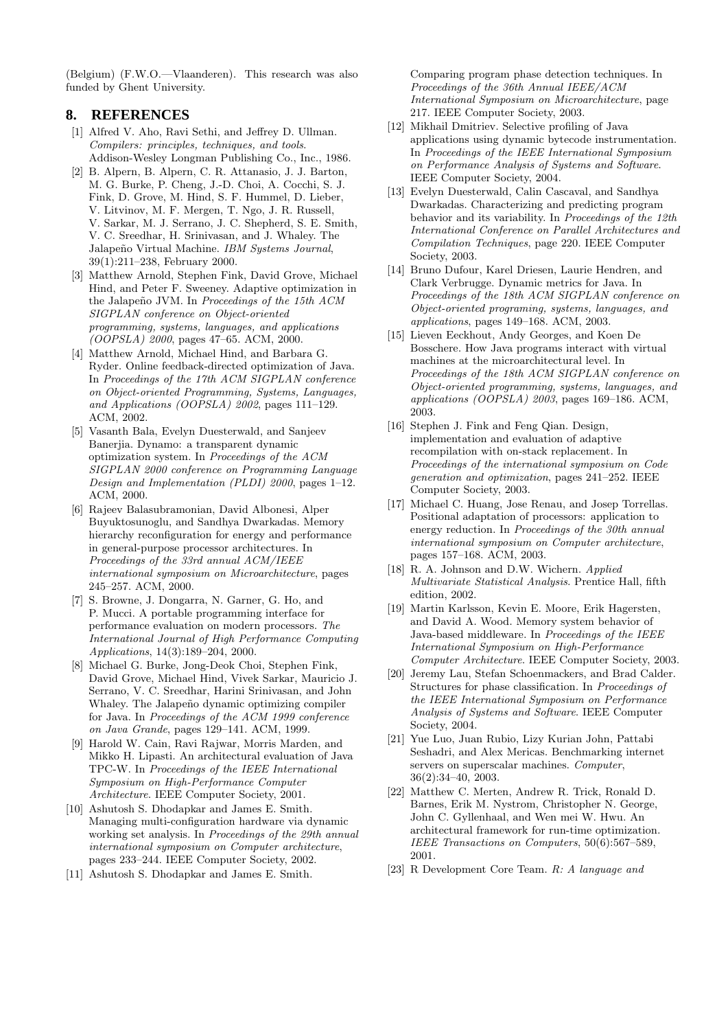(Belgium) (F.W.O.—Vlaanderen). This research was also funded by Ghent University.

## 8. REFERENCES

[1] Alfred V. Aho, Ravi Sethi, and Jeffrey D. Ullman. *Compilers: principles, techniques, and tools*. Addison-Wesley Longman Publishing Co., Inc., 1986.

[2] B. Alpern, B. Alpern, C. R. Attanasio, J. J. Barton, M. G. Burke, P. Cheng, J.-D. Choi, A. Cocchi, S. J. Fink, D. Grove, M. Hind, S. F. Hummel, D. Lieber, V. Litvinov, M. F. Mergen, T. Ngo, J. R. Russell, V. Sarkar, M. J. Serrano, J. C. Shepherd, S. E. Smith, V. C. Sreedhar, H. Srinivasan, and J. Whaley. The Jalapeño Virtual Machine. *IBM Systems Journal*, 39(1):211–238, February 2000.

[3] Matthew Arnold, Stephen Fink, David Grove, Michael Hind, and Peter F. Sweeney. Adaptive optimization in the Jalapeño JVM. In *Proceedings of the 15th ACM SIGPLAN conference on Object-oriented programming, systems, languages, and applications (OOPSLA) 2000*, pages 47–65. ACM, 2000.

[4] Matthew Arnold, Michael Hind, and Barbara G. Ryder. Online feedback-directed optimization of Java. In *Proceedings of the 17th ACM SIGPLAN conference on Object-oriented Programming, Systems, Languages, and Applications (OOPSLA) 2002*, pages 111–129. ACM, 2002.

[5] Vasanth Bala, Evelyn Duesterwald, and Sanjeev Banerjia. Dynamo: a transparent dynamic optimization system. In *Proceedings of the ACM SIGPLAN 2000 conference on Programming Language Design and Implementation (PLDI) 2000*, pages 1–12. ACM, 2000.

[6] Rajeev Balasubramonian, David Albonesi, Alper Buyuktosunoglu, and Sandhya Dwarkadas. Memory hierarchy reconfiguration for energy and performance in general-purpose processor architectures. In *Proceedings of the 33rd annual ACM/IEEE international symposium on Microarchitecture*, pages 245–257. ACM, 2000.

[7] S. Browne, J. Dongarra, N. Garner, G. Ho, and P. Mucci. A portable programming interface for performance evaluation on modern processors. *The International Journal of High Performance Computing Applications*, 14(3):189–204, 2000.

[8] Michael G. Burke, Jong-Deok Choi, Stephen Fink, David Grove, Michael Hind, Vivek Sarkar, Mauricio J. Serrano, V. C. Sreedhar, Harini Srinivasan, and John Whaley. The Jalapeño dynamic optimizing compiler for Java. In *Proceedings of the ACM 1999 conference on Java Grande*, pages 129–141. ACM, 1999.

[9] Harold W. Cain, Ravi Rajwar, Morris Marden, and Mikko H. Lipasti. An architectural evaluation of Java TPC-W. In *Proceedings of the IEEE International Symposium on High-Performance Computer Architecture*. IEEE Computer Society, 2001.

[10] Ashutosh S. Dhodapkar and James E. Smith. Managing multi-configuration hardware via dynamic working set analysis. In *Proceedings of the 29th annual international symposium on Computer architecture*, pages 233–244. IEEE Computer Society, 2002.

[11] Ashutosh S. Dhodapkar and James E. Smith. Comparing program phase detection techniques. In *Proceedings of the 36th Annual IEEE/ACM International Symposium on Microarchitecture*, page 217. IEEE Computer Society, 2003.

[12] Mikhail Dmitriev. Selective profiling of Java applications using dynamic bytecode instrumentation. In *Proceedings of the IEEE International Symposium on Performance Analysis of Systems and Software*. IEEE Computer Society, 2004.

[13] Evelyn Duesterwald, Calin Cascaval, and Sandhya Dwarkadas. Characterizing and predicting program behavior and its variability. In *Proceedings of the 12th International Conference on Parallel Architectures and Compilation Techniques*, page 220. IEEE Computer Society, 2003.

[14] Bruno Dufour, Karel Driesen, Laurie Hendren, and Clark Verbrugge. Dynamic metrics for Java. In *Proceedings of the 18th ACM SIGPLAN conference on Object-oriented programing, systems, languages, and applications*, pages 149–168. ACM, 2003.

[15] Lieven Eeckhout, Andy Georges, and Koen De Bosschere. How Java programs interact with virtual machines at the microarchitectural level. In *Proceedings of the 18th ACM SIGPLAN conference on Object-oriented programming, systems, languages, and applications (OOPSLA) 2003*, pages 169–186. ACM, 2003.

[16] Stephen J. Fink and Feng Qian. Design, implementation and evaluation of adaptive recompilation with on-stack replacement. In *Proceedings of the international symposium on Code generation and optimization*, pages 241–252. IEEE Computer Society, 2003.

[17] Michael C. Huang, Jose Renau, and Josep Torrellas. Positional adaptation of processors: application to energy reduction. In *Proceedings of the 30th annual international symposium on Computer architecture*, pages 157–168. ACM, 2003.

[18] R. A. Johnson and D.W. Wichern. *Applied Multivariate Statistical Analysis*. Prentice Hall, fifth edition, 2002.

[19] Martin Karlsson, Kevin E. Moore, Erik Hagersten, and David A. Wood. Memory system behavior of Java-based middleware. In *Proceedings of the IEEE International Symposium on High-Performance Computer Architecture*. IEEE Computer Society, 2003.

[20] Jeremy Lau, Stefan Schoenmackers, and Brad Calder. Structures for phase classification. In *Proceedings of the IEEE International Symposium on Performance Analysis of Systems and Software*. IEEE Computer Society, 2004.

[21] Yue Luo, Juan Rubio, Lizy Kurian John, Pattabi Seshadri, and Alex Mericas. Benchmarking internet servers on superscalar machines. *Computer*, 36(2):34–40, 2003.

[22] Matthew C. Merten, Andrew R. Trick, Ronald D. Barnes, Erik M. Nystrom, Christopher N. George, John C. Gyllenhaal, and Wen mei W. Hwu. An architectural framework for run-time optimization. *IEEE Transactions on Computers*, 50(6):567–589, 2001.

[23] R Development Core Team. *R: A language and*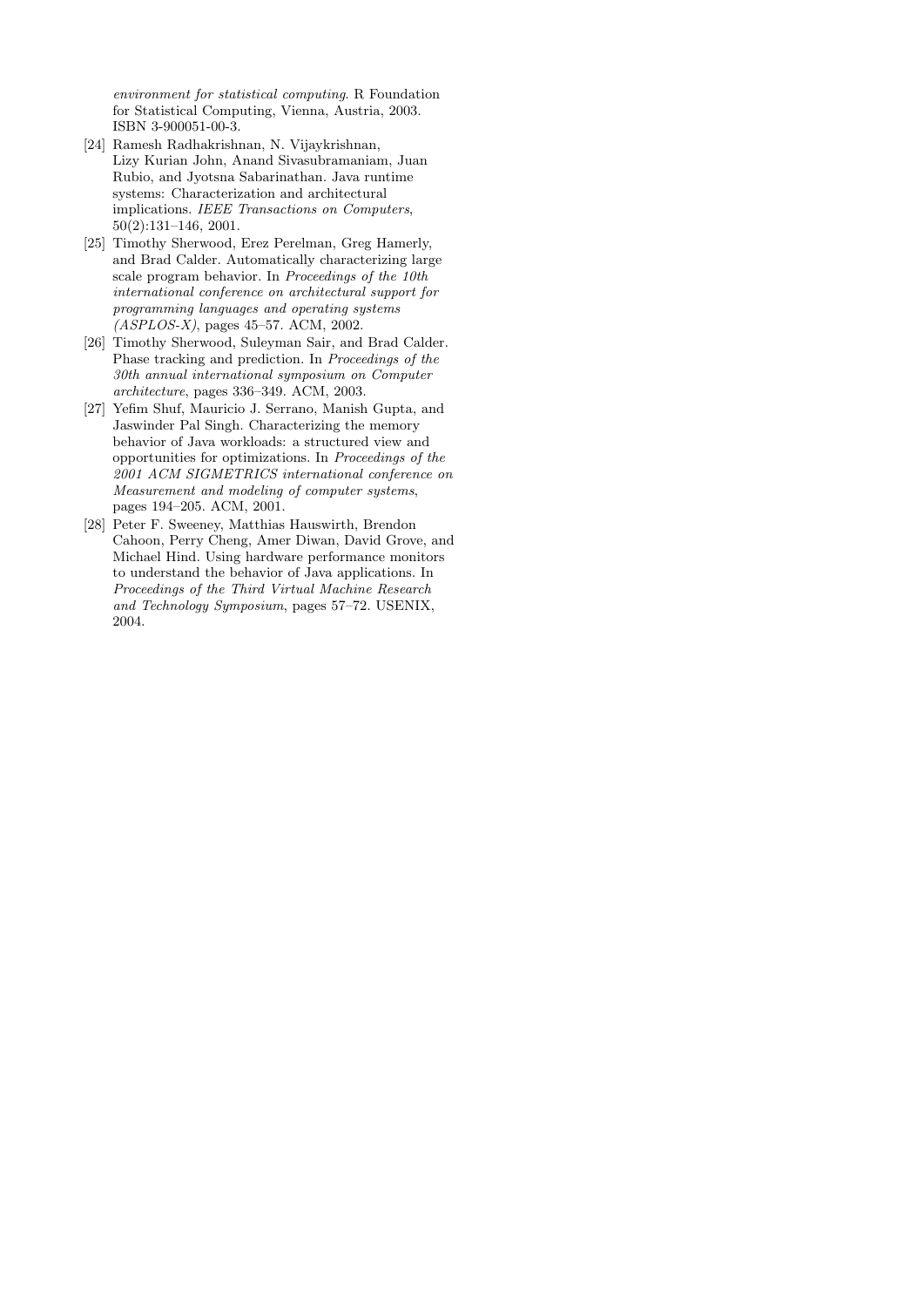*environment for statistical computing*. R Foundation for Statistical Computing, Vienna, Austria, 2003. ISBN 3-900051-00-3.

[24] Ramesh Radhakrishnan, N. Vijaykrishnan, Lizy Kurian John, Anand Sivasubramaniam, Juan Rubio, and Jyotsna Sabarinathan. Java runtime systems: Characterization and architectural implications. *IEEE Transactions on Computers*, 50(2):131–146, 2001.

[25] Timothy Sherwood, Erez Perelman, Greg Hamerly, and Brad Calder. Automatically characterizing large scale program behavior. In *Proceedings of the 10th international conference on architectural support for programming languages and operating systems (ASPLOS-X)*, pages 45–57. ACM, 2002.

[26] Timothy Sherwood, Suleyman Sair, and Brad Calder. Phase tracking and prediction. In *Proceedings of the 30th annual international symposium on Computer architecture*, pages 336–349. ACM, 2003.

[27] Yefim Shuf, Mauricio J. Serrano, Manish Gupta, and Jaswinder Pal Singh. Characterizing the memory behavior of Java workloads: a structured view and opportunities for optimizations. In *Proceedings of the 2001 ACM SIGMETRICS international conference on Measurement and modeling of computer systems*, pages 194–205. ACM, 2001.

[28] Peter F. Sweeney, Matthias Hauswirth, Brendon Cahoon, Perry Cheng, Amer Diwan, David Grove, and Michael Hind. Using hardware performance monitors to understand the behavior of Java applications. In *Proceedings of the Third Virtual Machine Research and Technology Symposium*, pages 57–72. USENIX, 2004.